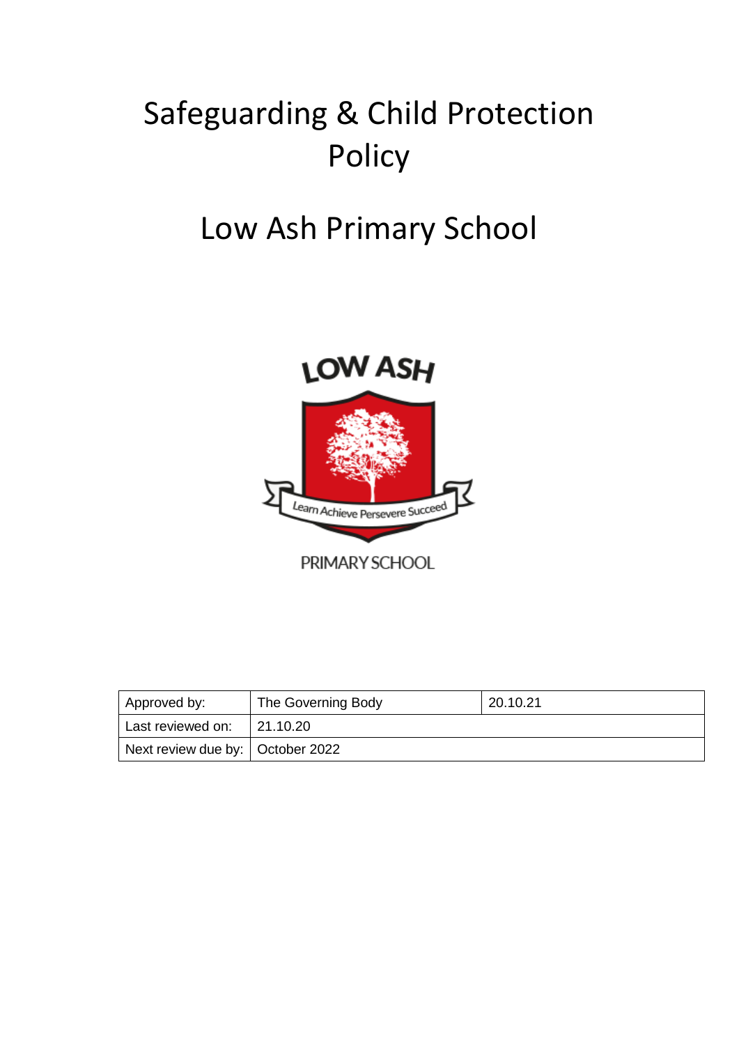# Safeguarding & Child Protection Policy

# Low Ash Primary School

| Approved by: | The Governing Body | 20.10.21 |
|---|---|---|
| Last reviewed on: | 21.10.20 | |
| Next review due by: | October 2022 | |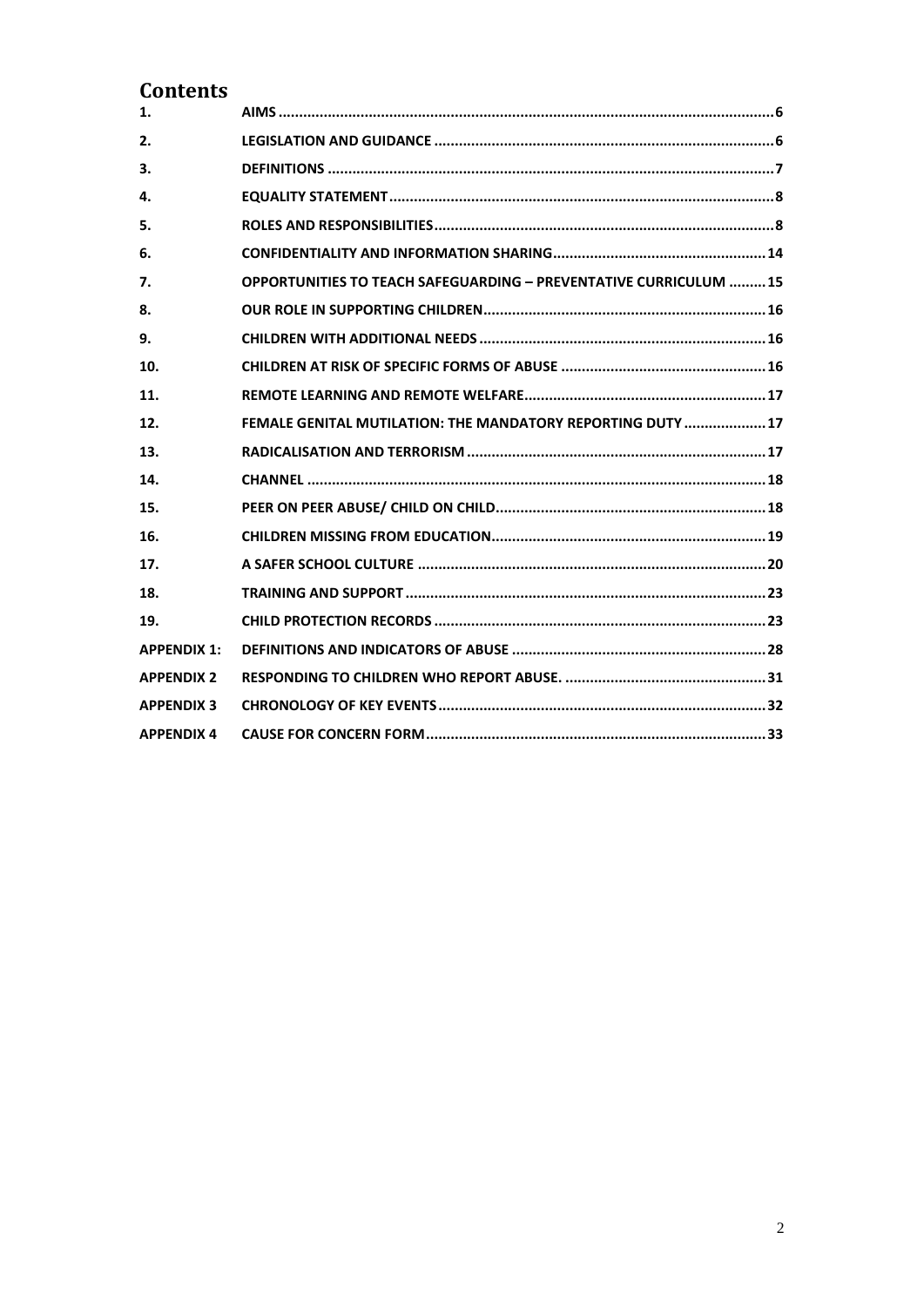# Contents

| | | |
|---|---|---|
| **1.** | **AIMS** | **6** |
| **2.** | **LEGISLATION AND GUIDANCE** | **6** |
| **3.** | **DEFINITIONS** | **7** |
| **4.** | **EQUALITY STATEMENT** | **8** |
| **5.** | **ROLES AND RESPONSIBILITIES** | **8** |
| **6.** | **CONFIDENTIALITY AND INFORMATION SHARING** | **14** |
| **7.** | **OPPORTUNITIES TO TEACH SAFEGUARDING – PREVENTATIVE CURRICULUM** | **15** |
| **8.** | **OUR ROLE IN SUPPORTING CHILDREN** | **16** |
| **9.** | **CHILDREN WITH ADDITIONAL NEEDS** | **16** |
| **10.** | **CHILDREN AT RISK OF SPECIFIC FORMS OF ABUSE** | **16** |
| **11.** | **REMOTE LEARNING AND REMOTE WELFARE** | **17** |
| **12.** | **FEMALE GENITAL MUTILATION: THE MANDATORY REPORTING DUTY** | **17** |
| **13.** | **RADICALISATION AND TERRORISM** | **17** |
| **14.** | **CHANNEL** | **18** |
| **15.** | **PEER ON PEER ABUSE/ CHILD ON CHILD** | **18** |
| **16.** | **CHILDREN MISSING FROM EDUCATION** | **19** |
| **17.** | **A SAFER SCHOOL CULTURE** | **20** |
| **18.** | **TRAINING AND SUPPORT** | **23** |
| **19.** | **CHILD PROTECTION RECORDS** | **23** |
| **APPENDIX 1:** | **DEFINITIONS AND INDICATORS OF ABUSE** | **28** |
| **APPENDIX 2** | **RESPONDING TO CHILDREN WHO REPORT ABUSE.** | **31** |
| **APPENDIX 3** | **CHRONOLOGY OF KEY EVENTS** | **32** |
| **APPENDIX 4** | **CAUSE FOR CONCERN FORM** | **33** |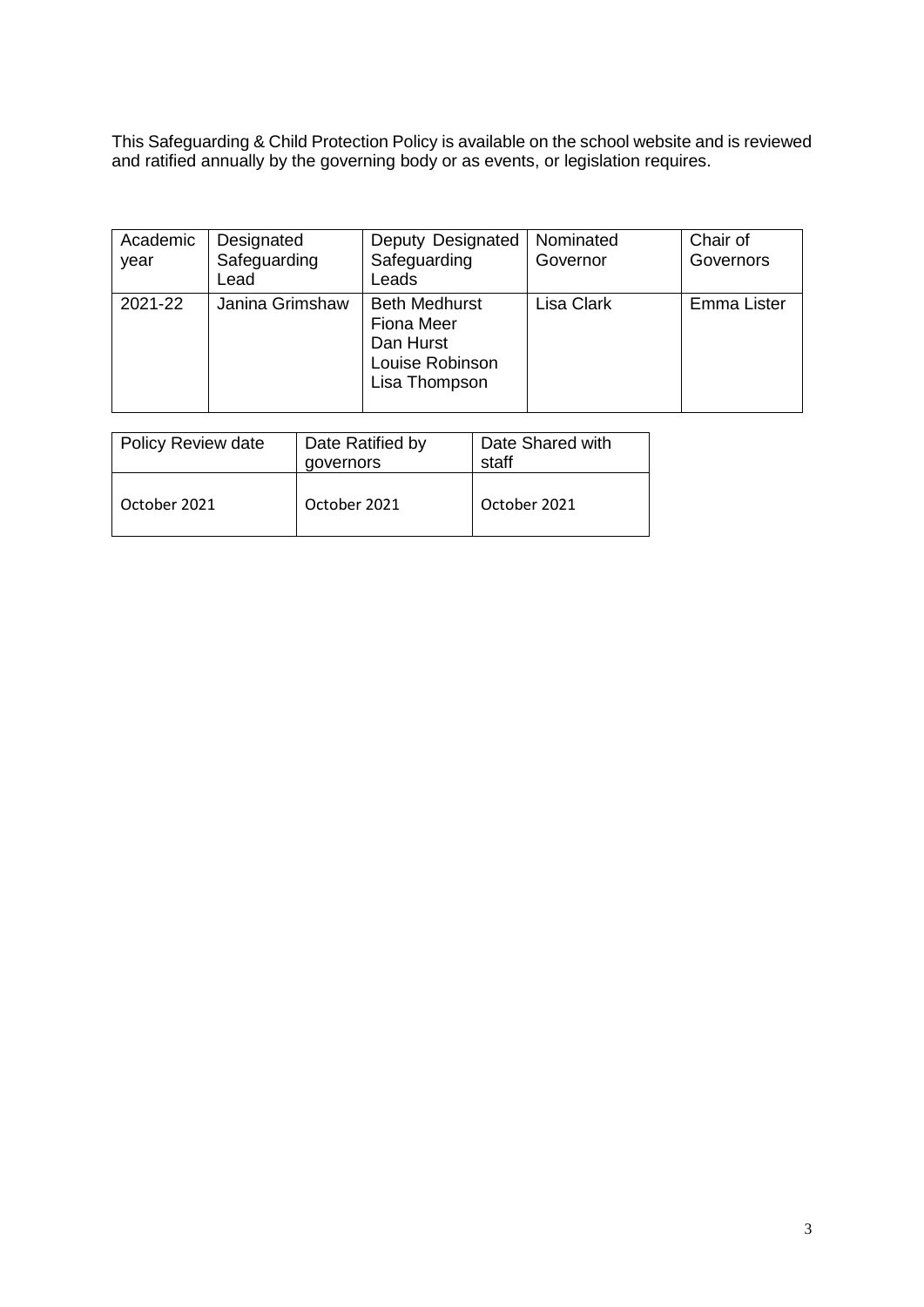This Safeguarding & Child Protection Policy is available on the school website and is reviewed and ratified annually by the governing body or as events, or legislation requires.

| Academic year | Designated Safeguarding Lead | Deputy Designated Safeguarding Leads | Nominated Governor | Chair of Governors |
|---|---|---|---|---|
| 2021-22 | Janina Grimshaw | Beth Medhurst<br>Fiona Meer<br>Dan Hurst<br>Louise Robinson<br>Lisa Thompson | Lisa Clark | Emma Lister |

| Policy Review date | Date Ratified by governors | Date Shared with staff |
|---|---|---|
| October 2021 | October 2021 | October 2021 |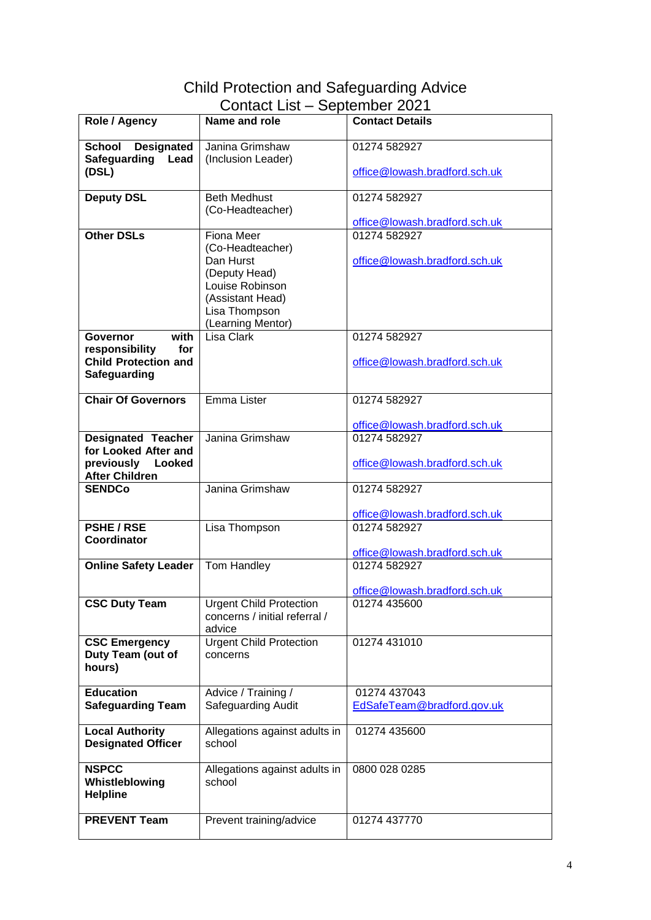# Child Protection and Safeguarding Advice Contact List – September 2021

| Role / Agency | Name and role | Contact Details |
|---|---|---|
| **School Designated Safeguarding Lead (DSL)** | Janina Grimshaw (Inclusion Leader) | 01274 582927<br>office@lowash.bradford.sch.uk |
| **Deputy DSL** | Beth Medhust (Co-Headteacher) | 01274 582927<br>office@lowash.bradford.sch.uk |
| **Other DSLs** | Fiona Meer (Co-Headteacher)<br>Dan Hurst (Deputy Head)<br>Louise Robinson (Assistant Head)<br>Lisa Thompson (Learning Mentor) | 01274 582927<br>office@lowash.bradford.sch.uk |
| **Governor with responsibility for Child Protection and Safeguarding** | Lisa Clark | 01274 582927<br>office@lowash.bradford.sch.uk |
| **Chair Of Governors** | Emma Lister | 01274 582927<br>office@lowash.bradford.sch.uk |
| **Designated Teacher for Looked After and previously Looked After Children** | Janina Grimshaw | 01274 582927<br>office@lowash.bradford.sch.uk |
| **SENDCo** | Janina Grimshaw | 01274 582927<br>office@lowash.bradford.sch.uk |
| **PSHE / RSE Coordinator** | Lisa Thompson | 01274 582927<br>office@lowash.bradford.sch.uk |
| **Online Safety Leader** | Tom Handley | 01274 582927<br>office@lowash.bradford.sch.uk |
| **CSC Duty Team** | Urgent Child Protection concerns / initial referral / advice | 01274 435600 |
| **CSC Emergency Duty Team (out of hours)** | Urgent Child Protection concerns | 01274 431010 |
| **Education Safeguarding Team** | Advice / Training / Safeguarding Audit | 01274 437043<br>EdSafeTeam@bradford.gov.uk |
| **Local Authority Designated Officer** | Allegations against adults in school | 01274 435600 |
| **NSPCC Whistleblowing Helpline** | Allegations against adults in school | 0800 028 0285 |
| **PREVENT Team** | Prevent training/advice | 01274 437770 |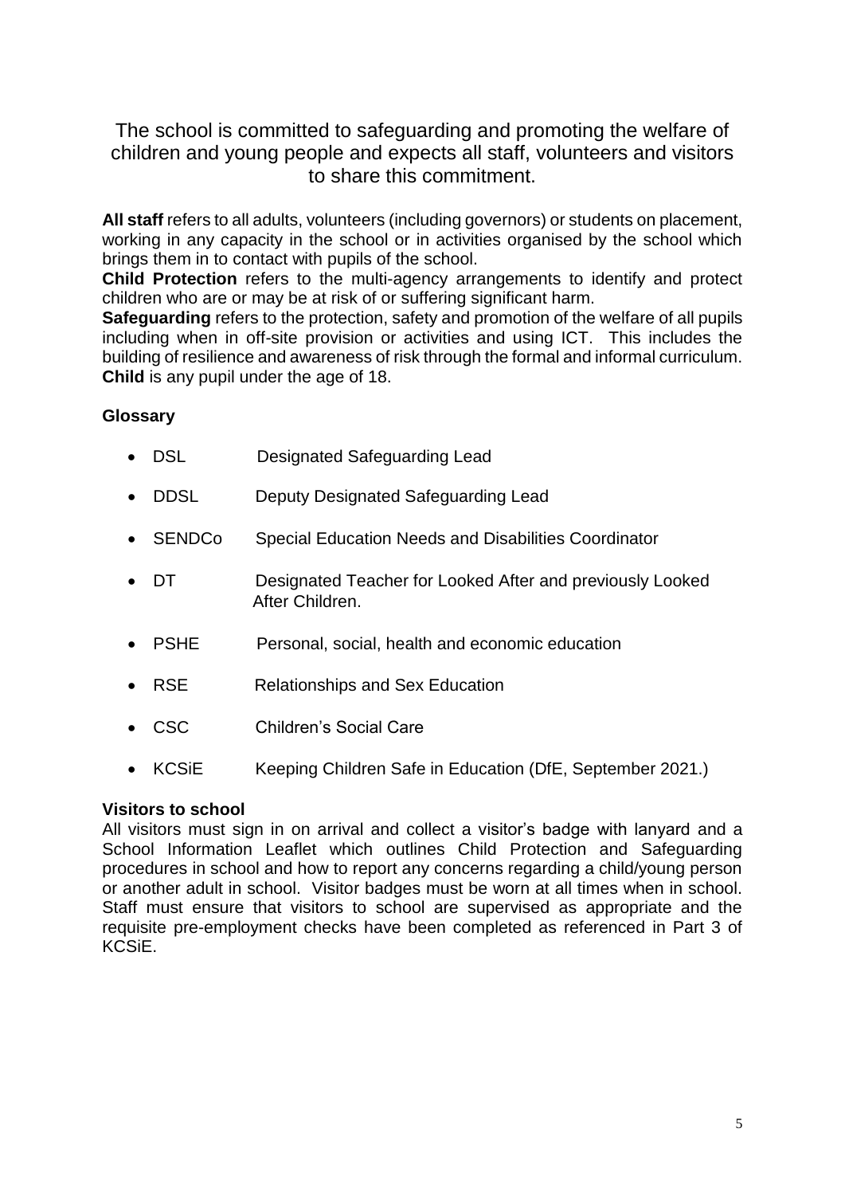The school is committed to safeguarding and promoting the welfare of children and young people and expects all staff, volunteers and visitors to share this commitment.

**All staff** refers to all adults, volunteers (including governors) or students on placement, working in any capacity in the school or in activities organised by the school which brings them in to contact with pupils of the school.
**Child Protection** refers to the multi-agency arrangements to identify and protect children who are or may be at risk of or suffering significant harm.
**Safeguarding** refers to the protection, safety and promotion of the welfare of all pupils including when in off-site provision or activities and using ICT. This includes the building of resilience and awareness of risk through the formal and informal curriculum.
**Child** is any pupil under the age of 18.

**Glossary**

- DSL Designated Safeguarding Lead
- DDSL Deputy Designated Safeguarding Lead
- SENDCo Special Education Needs and Disabilities Coordinator
- DT Designated Teacher for Looked After and previously Looked After Children.
- PSHE Personal, social, health and economic education
- RSE Relationships and Sex Education
- CSC Children's Social Care
- KCSiE Keeping Children Safe in Education (DfE, September 2021.)

**Visitors to school**
All visitors must sign in on arrival and collect a visitor's badge with lanyard and a School Information Leaflet which outlines Child Protection and Safeguarding procedures in school and how to report any concerns regarding a child/young person or another adult in school. Visitor badges must be worn at all times when in school. Staff must ensure that visitors to school are supervised as appropriate and the requisite pre-employment checks have been completed as referenced in Part 3 of KCSiE.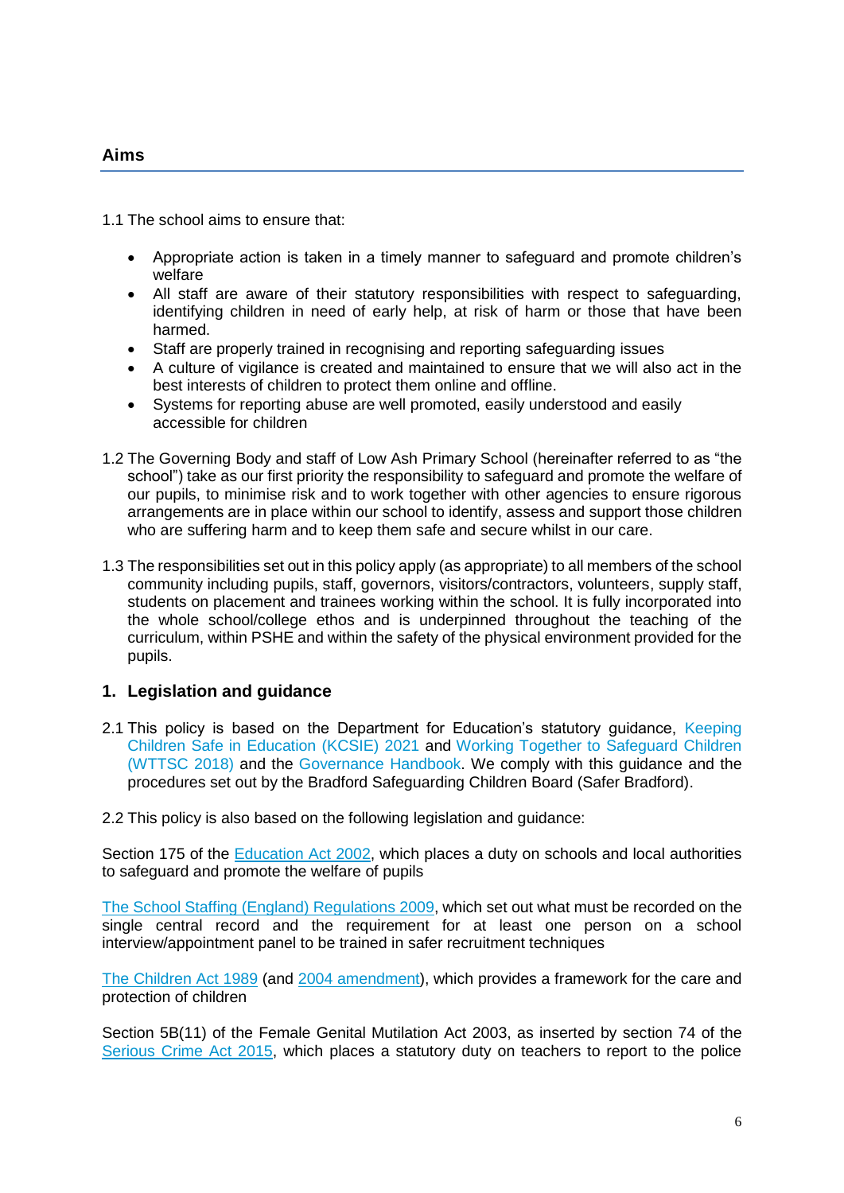## Aims

1.1 The school aims to ensure that:

- Appropriate action is taken in a timely manner to safeguard and promote children's welfare
- All staff are aware of their statutory responsibilities with respect to safeguarding, identifying children in need of early help, at risk of harm or those that have been harmed.
- Staff are properly trained in recognising and reporting safeguarding issues
- A culture of vigilance is created and maintained to ensure that we will also act in the best interests of children to protect them online and offline.
- Systems for reporting abuse are well promoted, easily understood and easily accessible for children

1.2 The Governing Body and staff of Low Ash Primary School (hereinafter referred to as "the school") take as our first priority the responsibility to safeguard and promote the welfare of our pupils, to minimise risk and to work together with other agencies to ensure rigorous arrangements are in place within our school to identify, assess and support those children who are suffering harm and to keep them safe and secure whilst in our care.

1.3 The responsibilities set out in this policy apply (as appropriate) to all members of the school community including pupils, staff, governors, visitors/contractors, volunteers, supply staff, students on placement and trainees working within the school. It is fully incorporated into the whole school/college ethos and is underpinned throughout the teaching of the curriculum, within PSHE and within the safety of the physical environment provided for the pupils.

## 1. Legislation and guidance

2.1 This policy is based on the Department for Education's statutory guidance, Keeping Children Safe in Education (KCSIE) 2021 and Working Together to Safeguard Children (WTTSC 2018) and the Governance Handbook. We comply with this guidance and the procedures set out by the Bradford Safeguarding Children Board (Safer Bradford).

2.2 This policy is also based on the following legislation and guidance:

Section 175 of the Education Act 2002, which places a duty on schools and local authorities to safeguard and promote the welfare of pupils

The School Staffing (England) Regulations 2009, which set out what must be recorded on the single central record and the requirement for at least one person on a school interview/appointment panel to be trained in safer recruitment techniques

The Children Act 1989 (and 2004 amendment), which provides a framework for the care and protection of children

Section 5B(11) of the Female Genital Mutilation Act 2003, as inserted by section 74 of the Serious Crime Act 2015, which places a statutory duty on teachers to report to the police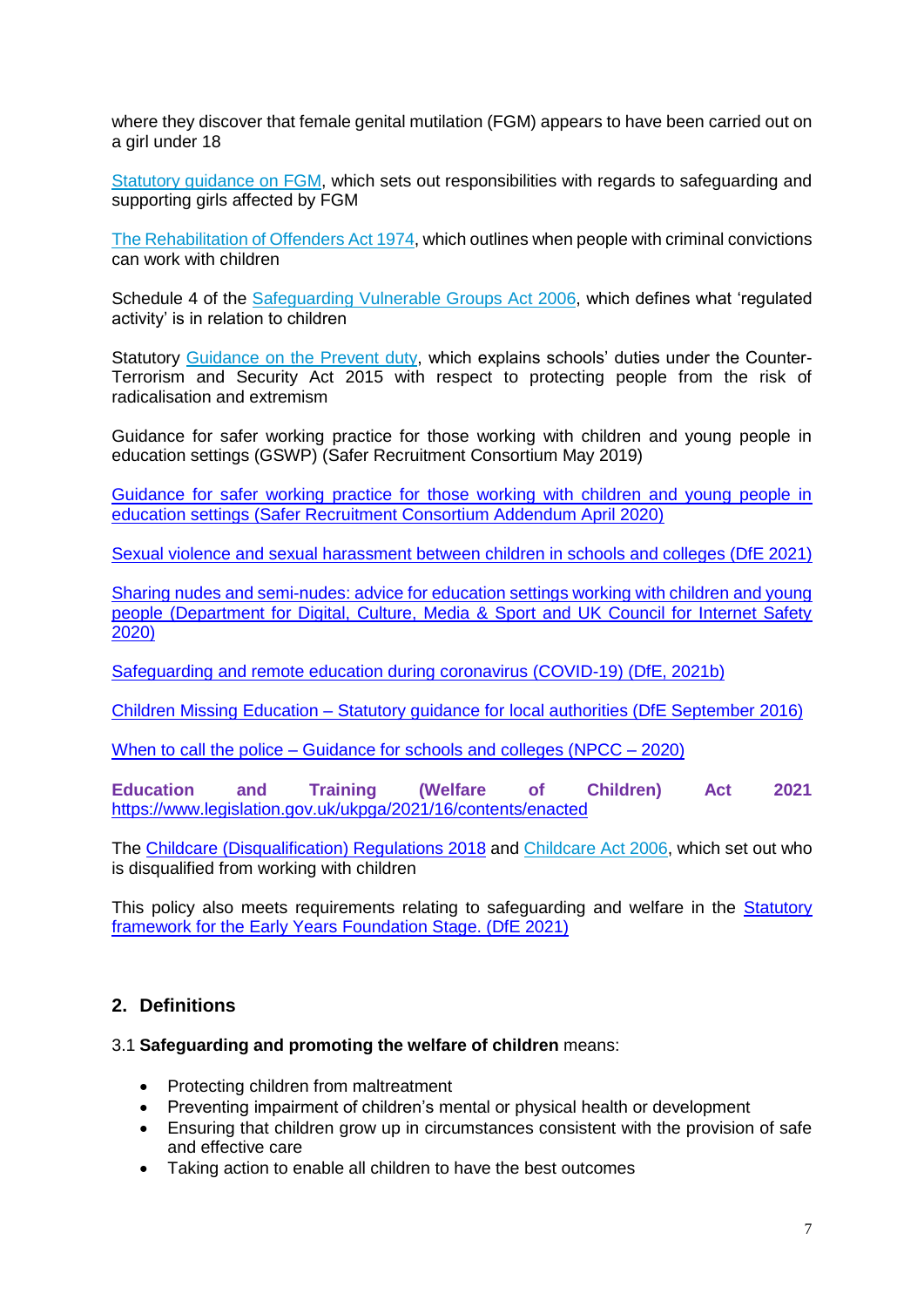where they discover that female genital mutilation (FGM) appears to have been carried out on a girl under 18

Statutory guidance on FGM, which sets out responsibilities with regards to safeguarding and supporting girls affected by FGM

The Rehabilitation of Offenders Act 1974, which outlines when people with criminal convictions can work with children

Schedule 4 of the Safeguarding Vulnerable Groups Act 2006, which defines what 'regulated activity' is in relation to children

Statutory Guidance on the Prevent duty, which explains schools' duties under the Counter-Terrorism and Security Act 2015 with respect to protecting people from the risk of radicalisation and extremism

Guidance for safer working practice for those working with children and young people in education settings (GSWP) (Safer Recruitment Consortium May 2019)

Guidance for safer working practice for those working with children and young people in education settings (Safer Recruitment Consortium Addendum April 2020)

Sexual violence and sexual harassment between children in schools and colleges (DfE 2021)

Sharing nudes and semi-nudes: advice for education settings working with children and young people (Department for Digital, Culture, Media & Sport and UK Council for Internet Safety 2020)

Safeguarding and remote education during coronavirus (COVID-19) (DfE, 2021b)

Children Missing Education – Statutory guidance for local authorities (DfE September 2016)

When to call the police – Guidance for schools and colleges (NPCC – 2020)

**Education and Training (Welfare of Children) Act 2021** https://www.legislation.gov.uk/ukpga/2021/16/contents/enacted

The Childcare (Disqualification) Regulations 2018 and Childcare Act 2006, which set out who is disqualified from working with children

This policy also meets requirements relating to safeguarding and welfare in the Statutory framework for the Early Years Foundation Stage. (DfE 2021)

## 2. Definitions

3.1 **Safeguarding and promoting the welfare of children** means:

- Protecting children from maltreatment
- Preventing impairment of children's mental or physical health or development
- Ensuring that children grow up in circumstances consistent with the provision of safe and effective care
- Taking action to enable all children to have the best outcomes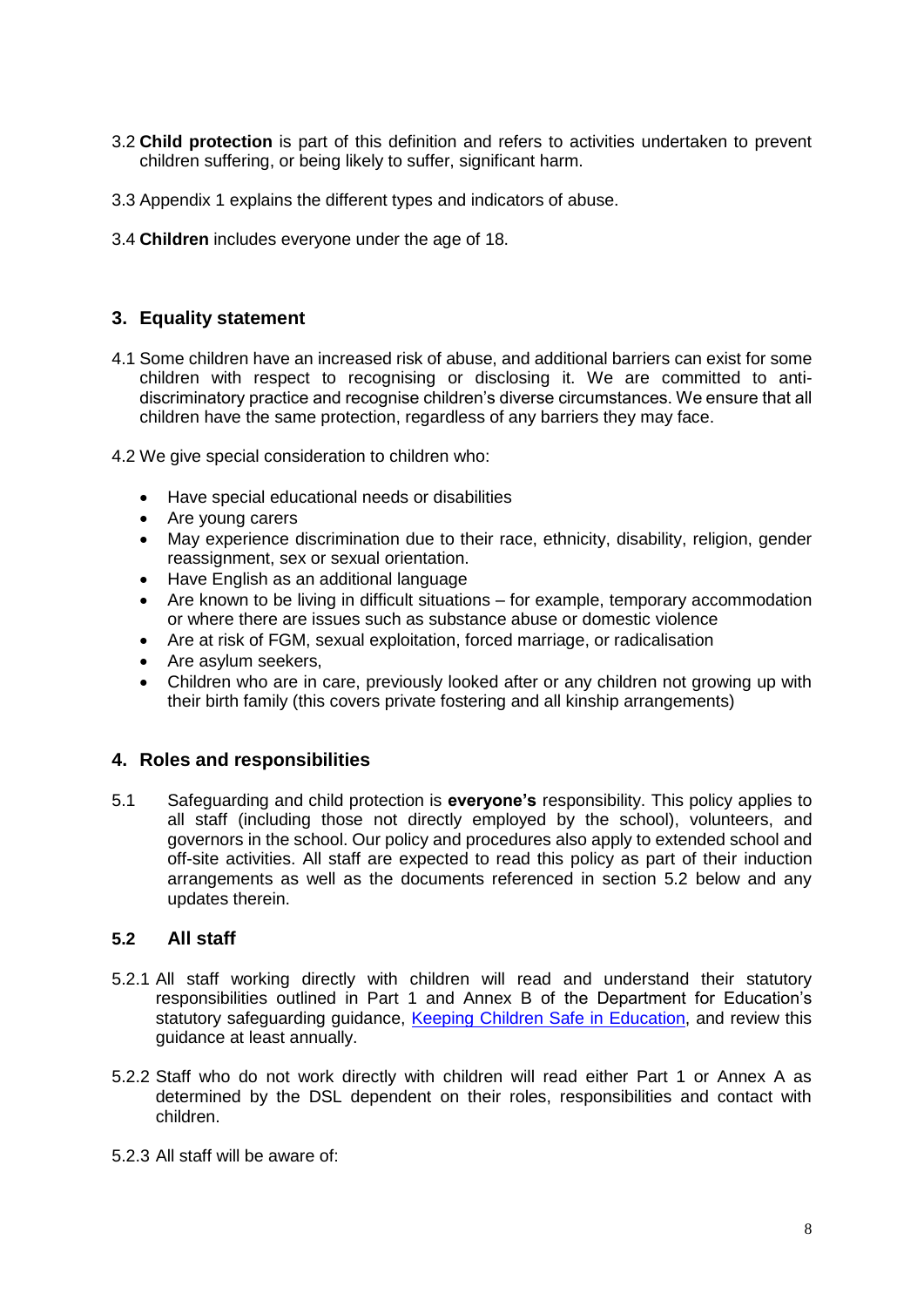3.2 **Child protection** is part of this definition and refers to activities undertaken to prevent children suffering, or being likely to suffer, significant harm.

3.3 Appendix 1 explains the different types and indicators of abuse.

3.4 **Children** includes everyone under the age of 18.

## 3. Equality statement

4.1 Some children have an increased risk of abuse, and additional barriers can exist for some children with respect to recognising or disclosing it. We are committed to anti-discriminatory practice and recognise children's diverse circumstances. We ensure that all children have the same protection, regardless of any barriers they may face.

4.2 We give special consideration to children who:

- Have special educational needs or disabilities
- Are young carers
- May experience discrimination due to their race, ethnicity, disability, religion, gender reassignment, sex or sexual orientation.
- Have English as an additional language
- Are known to be living in difficult situations – for example, temporary accommodation or where there are issues such as substance abuse or domestic violence
- Are at risk of FGM, sexual exploitation, forced marriage, or radicalisation
- Are asylum seekers,
- Children who are in care, previously looked after or any children not growing up with their birth family (this covers private fostering and all kinship arrangements)

## 4. Roles and responsibilities

5.1 Safeguarding and child protection is **everyone's** responsibility. This policy applies to all staff (including those not directly employed by the school), volunteers, and governors in the school. Our policy and procedures also apply to extended school and off-site activities. All staff are expected to read this policy as part of their induction arrangements as well as the documents referenced in section 5.2 below and any updates therein.

### 5.2 All staff

5.2.1 All staff working directly with children will read and understand their statutory responsibilities outlined in Part 1 and Annex B of the Department for Education's statutory safeguarding guidance, [Keeping Children Safe in Education](), and review this guidance at least annually.

5.2.2 Staff who do not work directly with children will read either Part 1 or Annex A as determined by the DSL dependent on their roles, responsibilities and contact with children.

5.2.3 All staff will be aware of: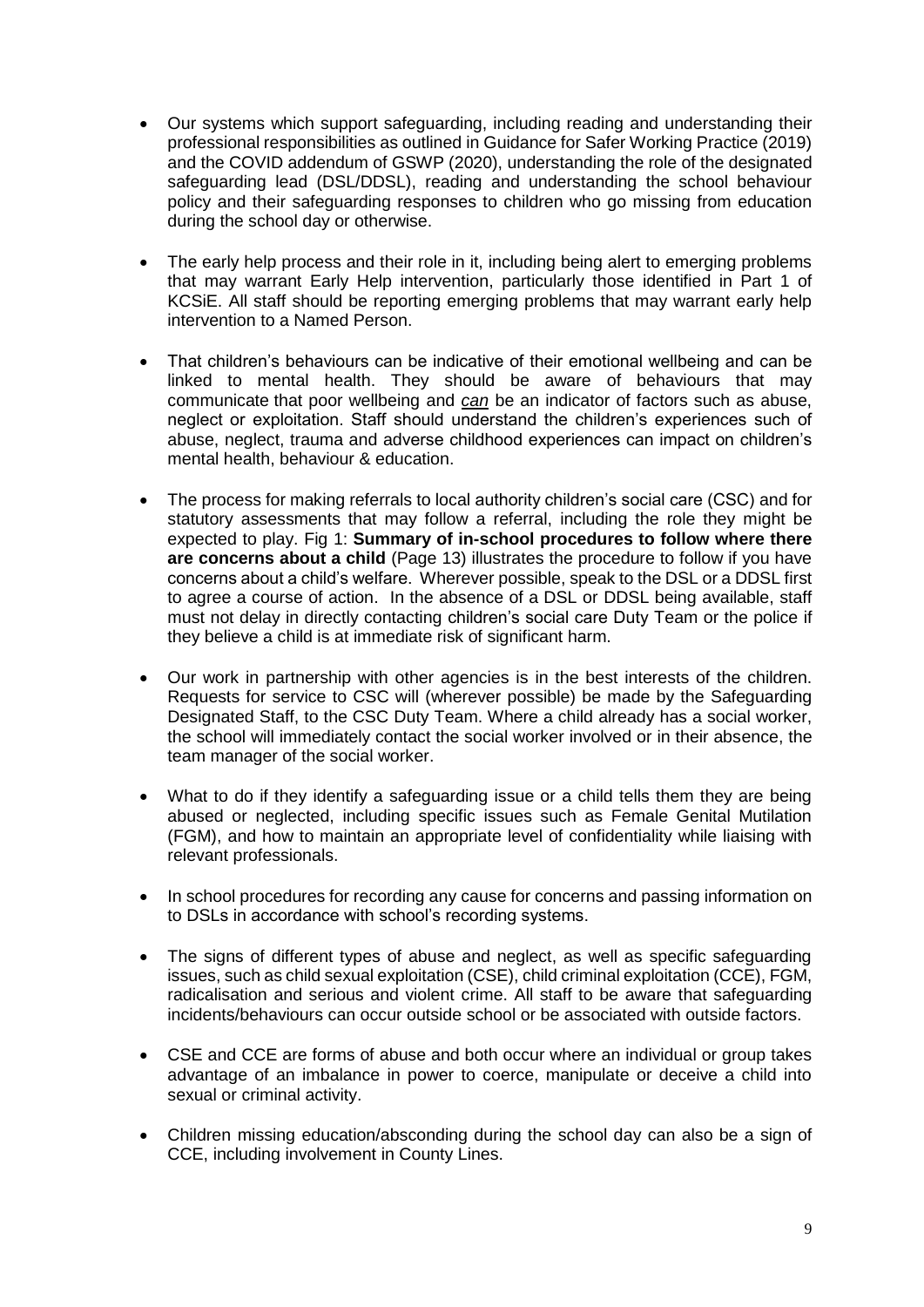- Our systems which support safeguarding, including reading and understanding their professional responsibilities as outlined in Guidance for Safer Working Practice (2019) and the COVID addendum of GSWP (2020), understanding the role of the designated safeguarding lead (DSL/DDSL), reading and understanding the school behaviour policy and their safeguarding responses to children who go missing from education during the school day or otherwise.

- The early help process and their role in it, including being alert to emerging problems that may warrant Early Help intervention, particularly those identified in Part 1 of KCSiE. All staff should be reporting emerging problems that may warrant early help intervention to a Named Person.

- That children's behaviours can be indicative of their emotional wellbeing and can be linked to mental health. They should be aware of behaviours that may communicate that poor wellbeing and ***can*** be an indicator of factors such as abuse, neglect or exploitation. Staff should understand the children's experiences such of abuse, neglect, trauma and adverse childhood experiences can impact on children's mental health, behaviour & education.

- The process for making referrals to local authority children's social care (CSC) and for statutory assessments that may follow a referral, including the role they might be expected to play. Fig 1: **Summary of in-school procedures to follow where there are concerns about a child** (Page 13) illustrates the procedure to follow if you have concerns about a child's welfare. Wherever possible, speak to the DSL or a DDSL first to agree a course of action. In the absence of a DSL or DDSL being available, staff must not delay in directly contacting children's social care Duty Team or the police if they believe a child is at immediate risk of significant harm.

- Our work in partnership with other agencies is in the best interests of the children. Requests for service to CSC will (wherever possible) be made by the Safeguarding Designated Staff, to the CSC Duty Team. Where a child already has a social worker, the school will immediately contact the social worker involved or in their absence, the team manager of the social worker.

- What to do if they identify a safeguarding issue or a child tells them they are being abused or neglected, including specific issues such as Female Genital Mutilation (FGM), and how to maintain an appropriate level of confidentiality while liaising with relevant professionals.

- In school procedures for recording any cause for concerns and passing information on to DSLs in accordance with school's recording systems.

- The signs of different types of abuse and neglect, as well as specific safeguarding issues, such as child sexual exploitation (CSE), child criminal exploitation (CCE), FGM, radicalisation and serious and violent crime. All staff to be aware that safeguarding incidents/behaviours can occur outside school or be associated with outside factors.

- CSE and CCE are forms of abuse and both occur where an individual or group takes advantage of an imbalance in power to coerce, manipulate or deceive a child into sexual or criminal activity.

- Children missing education/absconding during the school day can also be a sign of CCE, including involvement in County Lines.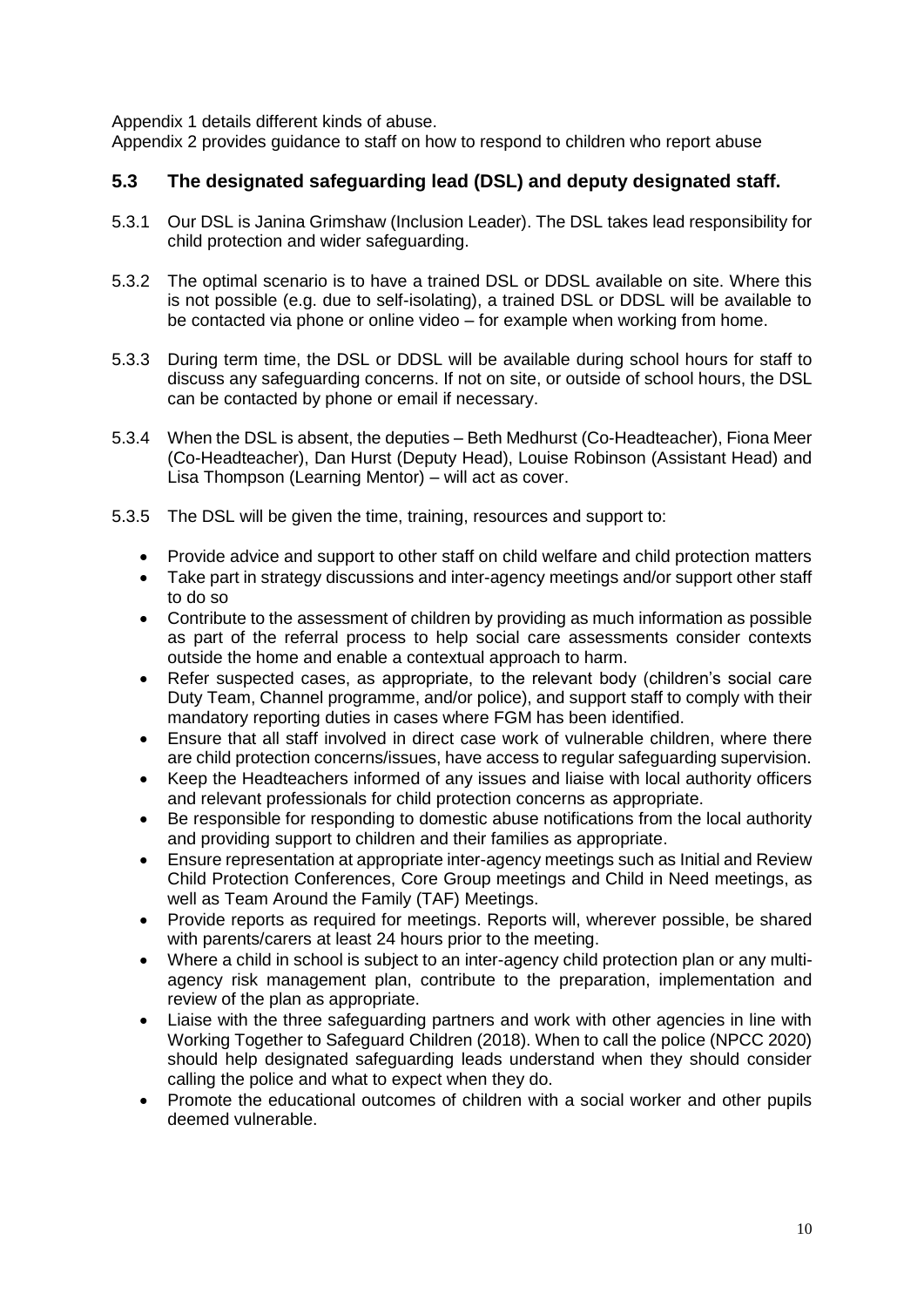Appendix 1 details different kinds of abuse.
Appendix 2 provides guidance to staff on how to respond to children who report abuse

## 5.3 The designated safeguarding lead (DSL) and deputy designated staff.

5.3.1 Our DSL is Janina Grimshaw (Inclusion Leader). The DSL takes lead responsibility for child protection and wider safeguarding.

5.3.2 The optimal scenario is to have a trained DSL or DDSL available on site. Where this is not possible (e.g. due to self-isolating), a trained DSL or DDSL will be available to be contacted via phone or online video – for example when working from home.

5.3.3 During term time, the DSL or DDSL will be available during school hours for staff to discuss any safeguarding concerns. If not on site, or outside of school hours, the DSL can be contacted by phone or email if necessary.

5.3.4 When the DSL is absent, the deputies – Beth Medhurst (Co-Headteacher), Fiona Meer (Co-Headteacher), Dan Hurst (Deputy Head), Louise Robinson (Assistant Head) and Lisa Thompson (Learning Mentor) – will act as cover.

5.3.5 The DSL will be given the time, training, resources and support to:

- Provide advice and support to other staff on child welfare and child protection matters
- Take part in strategy discussions and inter-agency meetings and/or support other staff to do so
- Contribute to the assessment of children by providing as much information as possible as part of the referral process to help social care assessments consider contexts outside the home and enable a contextual approach to harm.
- Refer suspected cases, as appropriate, to the relevant body (children's social care Duty Team, Channel programme, and/or police), and support staff to comply with their mandatory reporting duties in cases where FGM has been identified.
- Ensure that all staff involved in direct case work of vulnerable children, where there are child protection concerns/issues, have access to regular safeguarding supervision.
- Keep the Headteachers informed of any issues and liaise with local authority officers and relevant professionals for child protection concerns as appropriate.
- Be responsible for responding to domestic abuse notifications from the local authority and providing support to children and their families as appropriate.
- Ensure representation at appropriate inter-agency meetings such as Initial and Review Child Protection Conferences, Core Group meetings and Child in Need meetings, as well as Team Around the Family (TAF) Meetings.
- Provide reports as required for meetings. Reports will, wherever possible, be shared with parents/carers at least 24 hours prior to the meeting.
- Where a child in school is subject to an inter-agency child protection plan or any multi-agency risk management plan, contribute to the preparation, implementation and review of the plan as appropriate.
- Liaise with the three safeguarding partners and work with other agencies in line with Working Together to Safeguard Children (2018). When to call the police (NPCC 2020) should help designated safeguarding leads understand when they should consider calling the police and what to expect when they do.
- Promote the educational outcomes of children with a social worker and other pupils deemed vulnerable.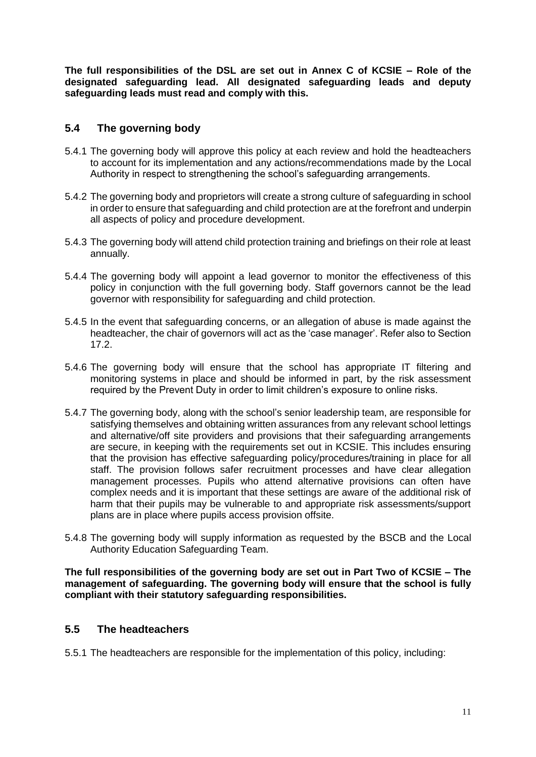**The full responsibilities of the DSL are set out in Annex C of KCSIE – Role of the designated safeguarding lead. All designated safeguarding leads and deputy safeguarding leads must read and comply with this.**

## 5.4 The governing body

5.4.1 The governing body will approve this policy at each review and hold the headteachers to account for its implementation and any actions/recommendations made by the Local Authority in respect to strengthening the school's safeguarding arrangements.

5.4.2 The governing body and proprietors will create a strong culture of safeguarding in school in order to ensure that safeguarding and child protection are at the forefront and underpin all aspects of policy and procedure development.

5.4.3 The governing body will attend child protection training and briefings on their role at least annually.

5.4.4 The governing body will appoint a lead governor to monitor the effectiveness of this policy in conjunction with the full governing body. Staff governors cannot be the lead governor with responsibility for safeguarding and child protection.

5.4.5 In the event that safeguarding concerns, or an allegation of abuse is made against the headteacher, the chair of governors will act as the 'case manager'. Refer also to Section 17.2.

5.4.6 The governing body will ensure that the school has appropriate IT filtering and monitoring systems in place and should be informed in part, by the risk assessment required by the Prevent Duty in order to limit children's exposure to online risks.

5.4.7 The governing body, along with the school's senior leadership team, are responsible for satisfying themselves and obtaining written assurances from any relevant school lettings and alternative/off site providers and provisions that their safeguarding arrangements are secure, in keeping with the requirements set out in KCSIE. This includes ensuring that the provision has effective safeguarding policy/procedures/training in place for all staff. The provision follows safer recruitment processes and have clear allegation management processes. Pupils who attend alternative provisions can often have complex needs and it is important that these settings are aware of the additional risk of harm that their pupils may be vulnerable to and appropriate risk assessments/support plans are in place where pupils access provision offsite.

5.4.8 The governing body will supply information as requested by the BSCB and the Local Authority Education Safeguarding Team.

**The full responsibilities of the governing body are set out in Part Two of KCSIE – The management of safeguarding. The governing body will ensure that the school is fully compliant with their statutory safeguarding responsibilities.**

## 5.5 The headteachers

5.5.1 The headteachers are responsible for the implementation of this policy, including: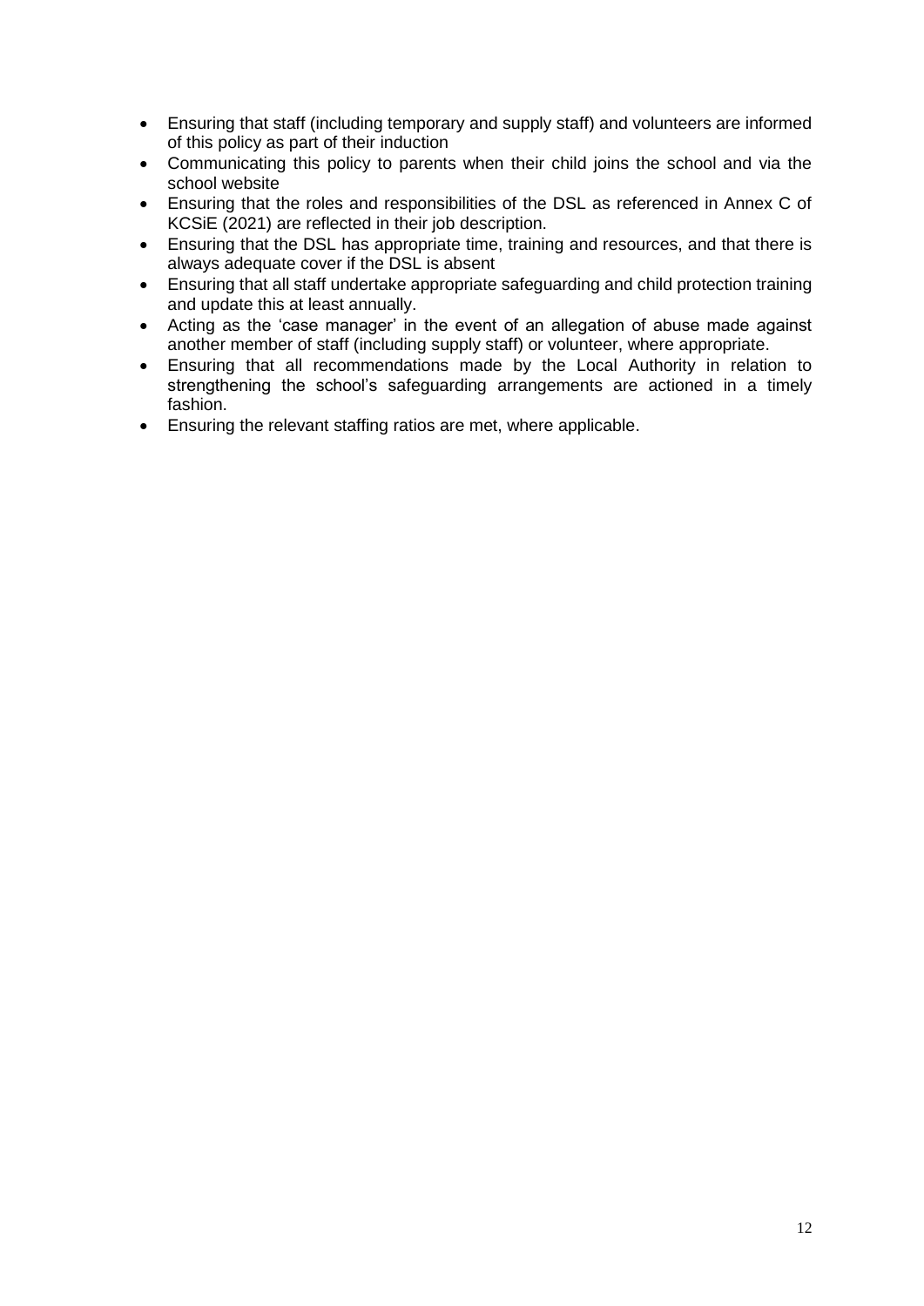- Ensuring that staff (including temporary and supply staff) and volunteers are informed of this policy as part of their induction
- Communicating this policy to parents when their child joins the school and via the school website
- Ensuring that the roles and responsibilities of the DSL as referenced in Annex C of KCSiE (2021) are reflected in their job description.
- Ensuring that the DSL has appropriate time, training and resources, and that there is always adequate cover if the DSL is absent
- Ensuring that all staff undertake appropriate safeguarding and child protection training and update this at least annually.
- Acting as the 'case manager' in the event of an allegation of abuse made against another member of staff (including supply staff) or volunteer, where appropriate.
- Ensuring that all recommendations made by the Local Authority in relation to strengthening the school's safeguarding arrangements are actioned in a timely fashion.
- Ensuring the relevant staffing ratios are met, where applicable.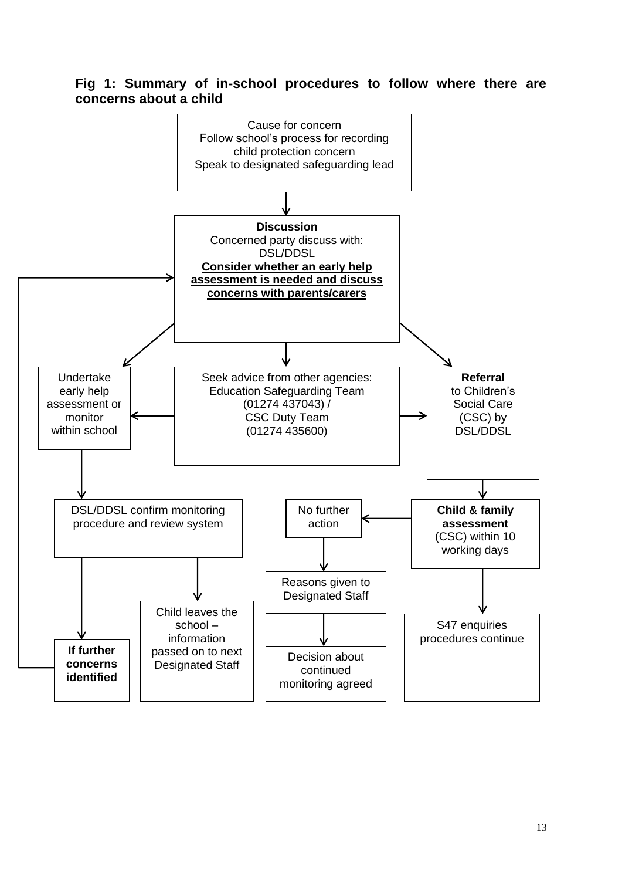**Fig 1: Summary of in-school procedures to follow where there are concerns about a child**

Cause for concern
Follow school's process for recording child protection concern
Speak to designated safeguarding lead

**Discussion**
Concerned party discuss with:
DSL/DDSL
**Consider whether an early help assessment is needed and discuss concerns with parents/carers**

Undertake early help assessment or monitor within school

Seek advice from other agencies:
Education Safeguarding Team (01274 437043) /
CSC Duty Team (01274 435600)

**Referral** to Children's Social Care (CSC) by DSL/DDSL

DSL/DDSL confirm monitoring procedure and review system

No further action

**Child & family assessment** (CSC) within 10 working days

Reasons given to Designated Staff

Child leaves the school – information passed on to next Designated Staff

S47 enquiries procedures continue

**If further concerns identified**

Decision about continued monitoring agreed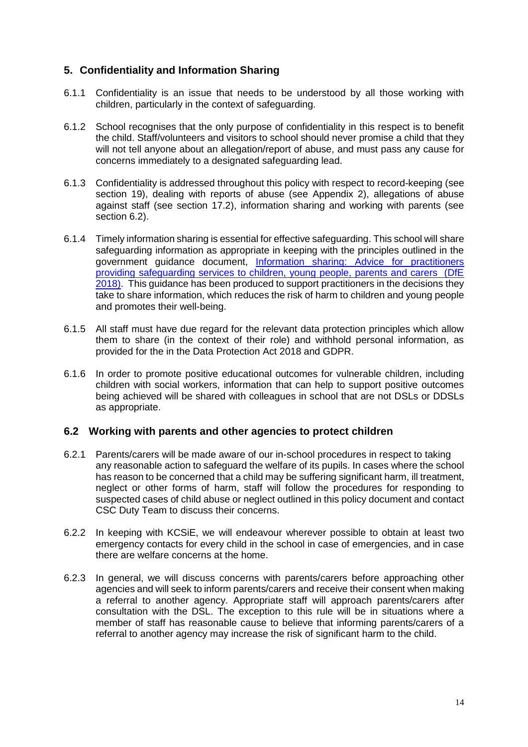## 5. Confidentiality and Information Sharing

6.1.1 Confidentiality is an issue that needs to be understood by all those working with children, particularly in the context of safeguarding.

6.1.2 School recognises that the only purpose of confidentiality in this respect is to benefit the child. Staff/volunteers and visitors to school should never promise a child that they will not tell anyone about an allegation/report of abuse, and must pass any cause for concerns immediately to a designated safeguarding lead.

6.1.3 Confidentiality is addressed throughout this policy with respect to record-keeping (see section 19), dealing with reports of abuse (see Appendix 2), allegations of abuse against staff (see section 17.2), information sharing and working with parents (see section 6.2).

6.1.4 Timely information sharing is essential for effective safeguarding. This school will share safeguarding information as appropriate in keeping with the principles outlined in the government guidance document, [Information sharing: Advice for practitioners providing safeguarding services to children, young people, parents and carers (DfE 2018)](). This guidance has been produced to support practitioners in the decisions they take to share information, which reduces the risk of harm to children and young people and promotes their well-being.

6.1.5 All staff must have due regard for the relevant data protection principles which allow them to share (in the context of their role) and withhold personal information, as provided for the in the Data Protection Act 2018 and GDPR.

6.1.6 In order to promote positive educational outcomes for vulnerable children, including children with social workers, information that can help to support positive outcomes being achieved will be shared with colleagues in school that are not DSLs or DDSLs as appropriate.

### 6.2 Working with parents and other agencies to protect children

6.2.1 Parents/carers will be made aware of our in-school procedures in respect to taking any reasonable action to safeguard the welfare of its pupils. In cases where the school has reason to be concerned that a child may be suffering significant harm, ill treatment, neglect or other forms of harm, staff will follow the procedures for responding to suspected cases of child abuse or neglect outlined in this policy document and contact CSC Duty Team to discuss their concerns.

6.2.2 In keeping with KCSiE, we will endeavour wherever possible to obtain at least two emergency contacts for every child in the school in case of emergencies, and in case there are welfare concerns at the home.

6.2.3 In general, we will discuss concerns with parents/carers before approaching other agencies and will seek to inform parents/carers and receive their consent when making a referral to another agency. Appropriate staff will approach parents/carers after consultation with the DSL. The exception to this rule will be in situations where a member of staff has reasonable cause to believe that informing parents/carers of a referral to another agency may increase the risk of significant harm to the child.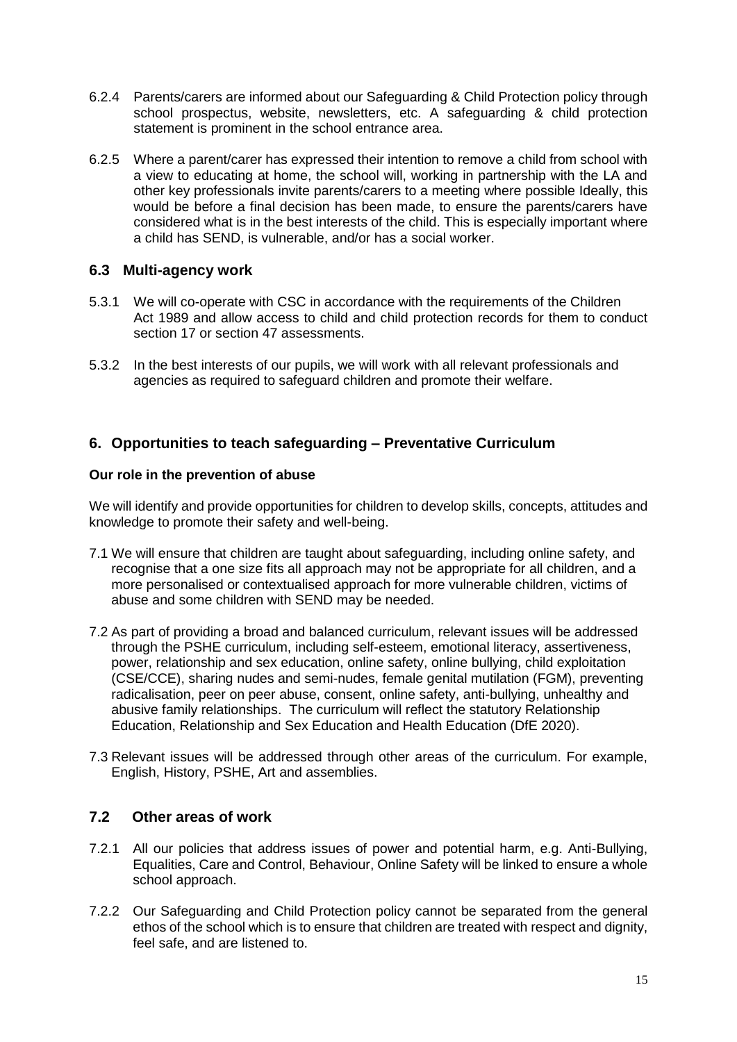6.2.4 Parents/carers are informed about our Safeguarding & Child Protection policy through school prospectus, website, newsletters, etc. A safeguarding & child protection statement is prominent in the school entrance area.

6.2.5 Where a parent/carer has expressed their intention to remove a child from school with a view to educating at home, the school will, working in partnership with the LA and other key professionals invite parents/carers to a meeting where possible Ideally, this would be before a final decision has been made, to ensure the parents/carers have considered what is in the best interests of the child. This is especially important where a child has SEND, is vulnerable, and/or has a social worker.

### 6.3 Multi-agency work

5.3.1 We will co-operate with CSC in accordance with the requirements of the Children Act 1989 and allow access to child and child protection records for them to conduct section 17 or section 47 assessments.

5.3.2 In the best interests of our pupils, we will work with all relevant professionals and agencies as required to safeguard children and promote their welfare.

## 6. Opportunities to teach safeguarding – Preventative Curriculum

**Our role in the prevention of abuse**

We will identify and provide opportunities for children to develop skills, concepts, attitudes and knowledge to promote their safety and well-being.

7.1 We will ensure that children are taught about safeguarding, including online safety, and recognise that a one size fits all approach may not be appropriate for all children, and a more personalised or contextualised approach for more vulnerable children, victims of abuse and some children with SEND may be needed.

7.2 As part of providing a broad and balanced curriculum, relevant issues will be addressed through the PSHE curriculum, including self-esteem, emotional literacy, assertiveness, power, relationship and sex education, online safety, online bullying, child exploitation (CSE/CCE), sharing nudes and semi-nudes, female genital mutilation (FGM), preventing radicalisation, peer on peer abuse, consent, online safety, anti-bullying, unhealthy and abusive family relationships. The curriculum will reflect the statutory Relationship Education, Relationship and Sex Education and Health Education (DfE 2020).

7.3 Relevant issues will be addressed through other areas of the curriculum. For example, English, History, PSHE, Art and assemblies.

### 7.2 Other areas of work

7.2.1 All our policies that address issues of power and potential harm, e.g. Anti-Bullying, Equalities, Care and Control, Behaviour, Online Safety will be linked to ensure a whole school approach.

7.2.2 Our Safeguarding and Child Protection policy cannot be separated from the general ethos of the school which is to ensure that children are treated with respect and dignity, feel safe, and are listened to.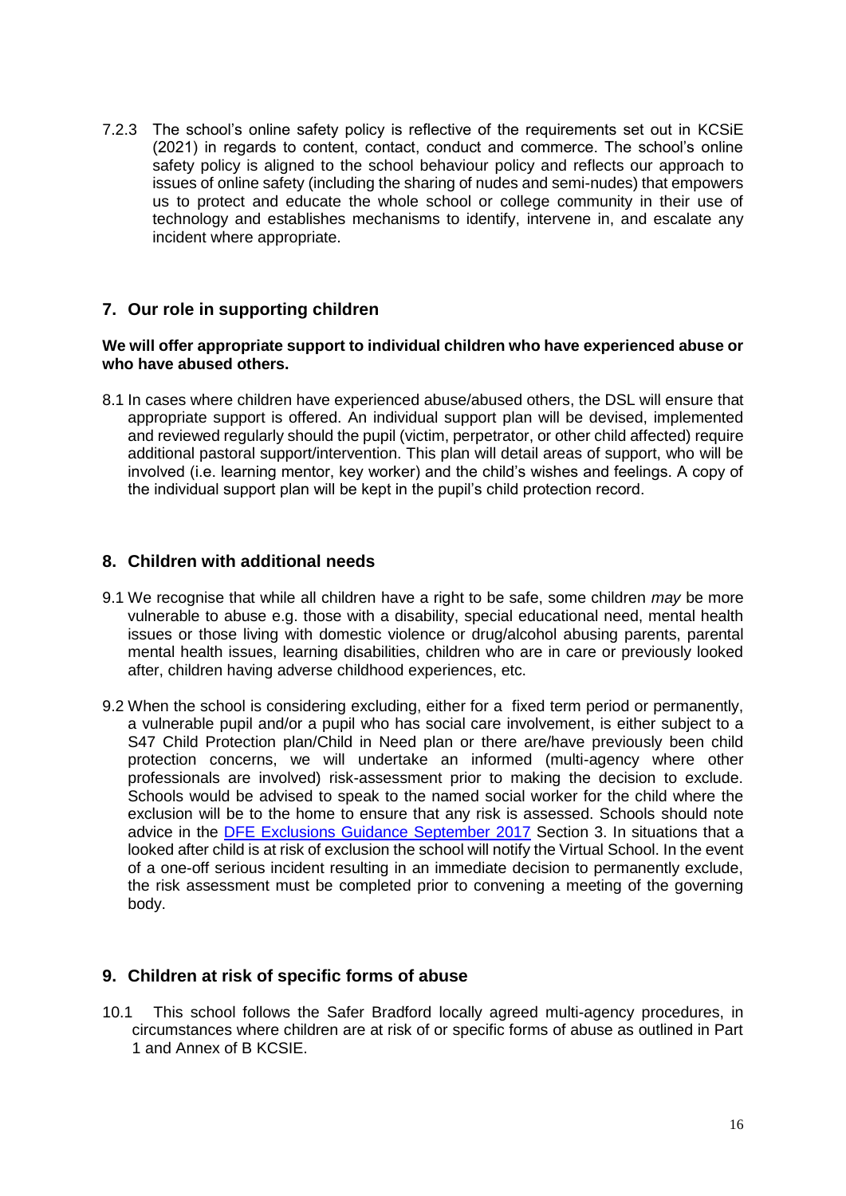7.2.3 The school's online safety policy is reflective of the requirements set out in KCSiE (2021) in regards to content, contact, conduct and commerce. The school's online safety policy is aligned to the school behaviour policy and reflects our approach to issues of online safety (including the sharing of nudes and semi-nudes) that empowers us to protect and educate the whole school or college community in their use of technology and establishes mechanisms to identify, intervene in, and escalate any incident where appropriate.

## 7. Our role in supporting children

**We will offer appropriate support to individual children who have experienced abuse or who have abused others.**

8.1 In cases where children have experienced abuse/abused others, the DSL will ensure that appropriate support is offered. An individual support plan will be devised, implemented and reviewed regularly should the pupil (victim, perpetrator, or other child affected) require additional pastoral support/intervention. This plan will detail areas of support, who will be involved (i.e. learning mentor, key worker) and the child's wishes and feelings. A copy of the individual support plan will be kept in the pupil's child protection record.

## 8. Children with additional needs

9.1 We recognise that while all children have a right to be safe, some children *may* be more vulnerable to abuse e.g. those with a disability, special educational need, mental health issues or those living with domestic violence or drug/alcohol abusing parents, parental mental health issues, learning disabilities, children who are in care or previously looked after, children having adverse childhood experiences, etc.

9.2 When the school is considering excluding, either for a fixed term period or permanently, a vulnerable pupil and/or a pupil who has social care involvement, is either subject to a S47 Child Protection plan/Child in Need plan or there are/have previously been child protection concerns, we will undertake an informed (multi-agency where other professionals are involved) risk-assessment prior to making the decision to exclude. Schools would be advised to speak to the named social worker for the child where the exclusion will be to the home to ensure that any risk is assessed. Schools should note advice in the DFE Exclusions Guidance September 2017 Section 3. In situations that a looked after child is at risk of exclusion the school will notify the Virtual School. In the event of a one-off serious incident resulting in an immediate decision to permanently exclude, the risk assessment must be completed prior to convening a meeting of the governing body.

## 9. Children at risk of specific forms of abuse

10.1 This school follows the Safer Bradford locally agreed multi-agency procedures, in circumstances where children are at risk of or specific forms of abuse as outlined in Part 1 and Annex of B KCSIE.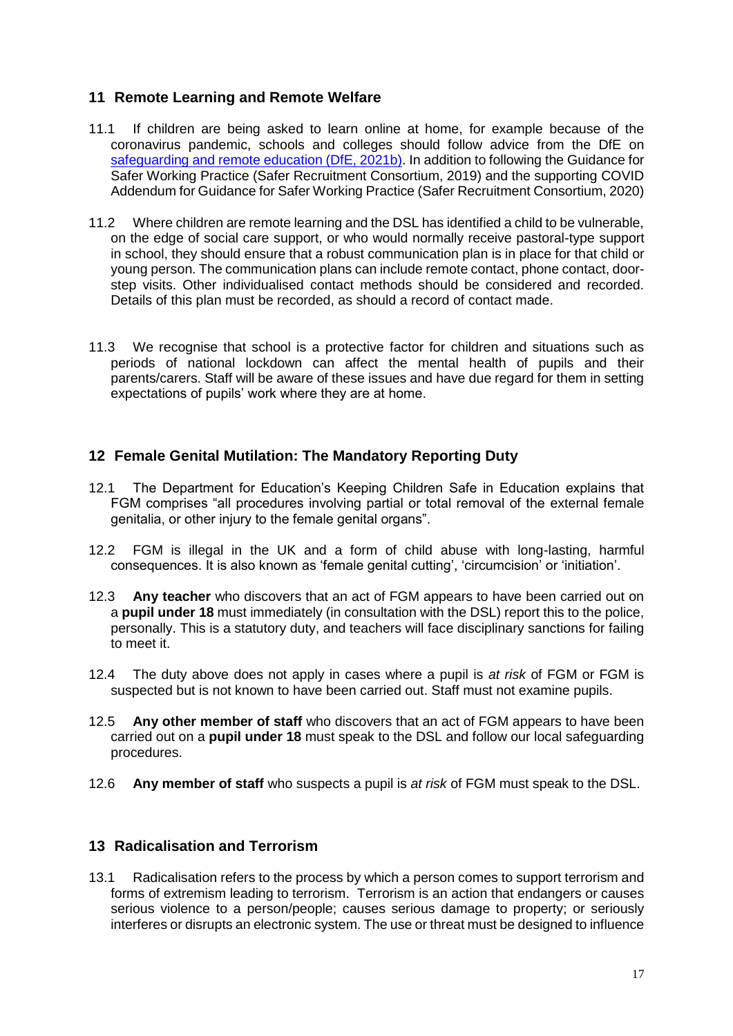## 11 Remote Learning and Remote Welfare

11.1 If children are being asked to learn online at home, for example because of the coronavirus pandemic, schools and colleges should follow advice from the DfE on [safeguarding and remote education (DfE, 2021b)](). In addition to following the Guidance for Safer Working Practice (Safer Recruitment Consortium, 2019) and the supporting COVID Addendum for Guidance for Safer Working Practice (Safer Recruitment Consortium, 2020)

11.2 Where children are remote learning and the DSL has identified a child to be vulnerable, on the edge of social care support, or who would normally receive pastoral-type support in school, they should ensure that a robust communication plan is in place for that child or young person. The communication plans can include remote contact, phone contact, door-step visits. Other individualised contact methods should be considered and recorded. Details of this plan must be recorded, as should a record of contact made.

11.3 We recognise that school is a protective factor for children and situations such as periods of national lockdown can affect the mental health of pupils and their parents/carers. Staff will be aware of these issues and have due regard for them in setting expectations of pupils' work where they are at home.

## 12 Female Genital Mutilation: The Mandatory Reporting Duty

12.1 The Department for Education's Keeping Children Safe in Education explains that FGM comprises "all procedures involving partial or total removal of the external female genitalia, or other injury to the female genital organs".

12.2 FGM is illegal in the UK and a form of child abuse with long-lasting, harmful consequences. It is also known as 'female genital cutting', 'circumcision' or 'initiation'.

12.3 **Any teacher** who discovers that an act of FGM appears to have been carried out on a **pupil under 18** must immediately (in consultation with the DSL) report this to the police, personally. This is a statutory duty, and teachers will face disciplinary sanctions for failing to meet it.

12.4 The duty above does not apply in cases where a pupil is *at risk* of FGM or FGM is suspected but is not known to have been carried out. Staff must not examine pupils.

12.5 **Any other member of staff** who discovers that an act of FGM appears to have been carried out on a **pupil under 18** must speak to the DSL and follow our local safeguarding procedures.

12.6 **Any member of staff** who suspects a pupil is *at risk* of FGM must speak to the DSL.

## 13 Radicalisation and Terrorism

13.1 Radicalisation refers to the process by which a person comes to support terrorism and forms of extremism leading to terrorism. Terrorism is an action that endangers or causes serious violence to a person/people; causes serious damage to property; or seriously interferes or disrupts an electronic system. The use or threat must be designed to influence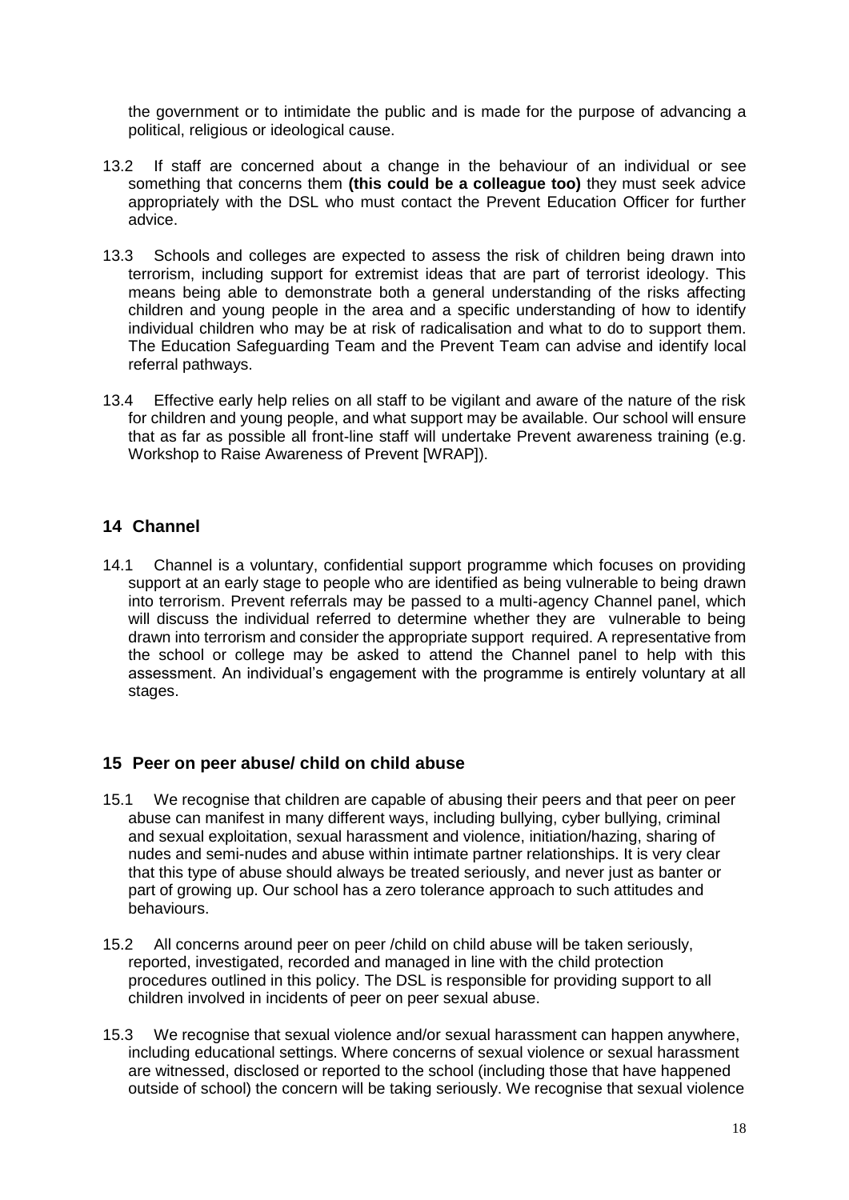the government or to intimidate the public and is made for the purpose of advancing a political, religious or ideological cause.

13.2 If staff are concerned about a change in the behaviour of an individual or see something that concerns them **(this could be a colleague too)** they must seek advice appropriately with the DSL who must contact the Prevent Education Officer for further advice.

13.3 Schools and colleges are expected to assess the risk of children being drawn into terrorism, including support for extremist ideas that are part of terrorist ideology. This means being able to demonstrate both a general understanding of the risks affecting children and young people in the area and a specific understanding of how to identify individual children who may be at risk of radicalisation and what to do to support them. The Education Safeguarding Team and the Prevent Team can advise and identify local referral pathways.

13.4 Effective early help relies on all staff to be vigilant and aware of the nature of the risk for children and young people, and what support may be available. Our school will ensure that as far as possible all front-line staff will undertake Prevent awareness training (e.g. Workshop to Raise Awareness of Prevent [WRAP]).

## 14 Channel

14.1 Channel is a voluntary, confidential support programme which focuses on providing support at an early stage to people who are identified as being vulnerable to being drawn into terrorism. Prevent referrals may be passed to a multi-agency Channel panel, which will discuss the individual referred to determine whether they are vulnerable to being drawn into terrorism and consider the appropriate support required. A representative from the school or college may be asked to attend the Channel panel to help with this assessment. An individual's engagement with the programme is entirely voluntary at all stages.

## 15 Peer on peer abuse/ child on child abuse

15.1 We recognise that children are capable of abusing their peers and that peer on peer abuse can manifest in many different ways, including bullying, cyber bullying, criminal and sexual exploitation, sexual harassment and violence, initiation/hazing, sharing of nudes and semi-nudes and abuse within intimate partner relationships. It is very clear that this type of abuse should always be treated seriously, and never just as banter or part of growing up. Our school has a zero tolerance approach to such attitudes and behaviours.

15.2 All concerns around peer on peer /child on child abuse will be taken seriously, reported, investigated, recorded and managed in line with the child protection procedures outlined in this policy. The DSL is responsible for providing support to all children involved in incidents of peer on peer sexual abuse.

15.3 We recognise that sexual violence and/or sexual harassment can happen anywhere, including educational settings. Where concerns of sexual violence or sexual harassment are witnessed, disclosed or reported to the school (including those that have happened outside of school) the concern will be taking seriously. We recognise that sexual violence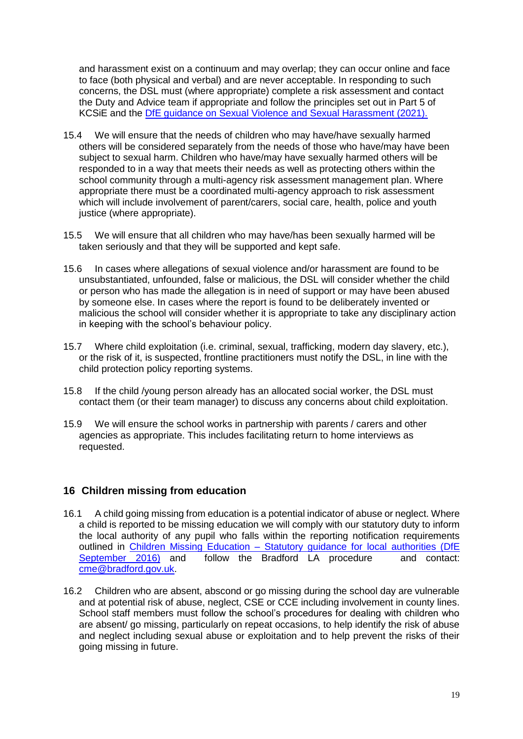and harassment exist on a continuum and may overlap; they can occur online and face to face (both physical and verbal) and are never acceptable. In responding to such concerns, the DSL must (where appropriate) complete a risk assessment and contact the Duty and Advice team if appropriate and follow the principles set out in Part 5 of KCSiE and the [DfE guidance on Sexual Violence and Sexual Harassment (2021).](#)

15.4 We will ensure that the needs of children who may have/have sexually harmed others will be considered separately from the needs of those who have/may have been subject to sexual harm. Children who have/may have sexually harmed others will be responded to in a way that meets their needs as well as protecting others within the school community through a multi-agency risk assessment management plan. Where appropriate there must be a coordinated multi-agency approach to risk assessment which will include involvement of parent/carers, social care, health, police and youth justice (where appropriate).

15.5 We will ensure that all children who may have/has been sexually harmed will be taken seriously and that they will be supported and kept safe.

15.6 In cases where allegations of sexual violence and/or harassment are found to be unsubstantiated, unfounded, false or malicious, the DSL will consider whether the child or person who has made the allegation is in need of support or may have been abused by someone else. In cases where the report is found to be deliberately invented or malicious the school will consider whether it is appropriate to take any disciplinary action in keeping with the school's behaviour policy.

15.7 Where child exploitation (i.e. criminal, sexual, trafficking, modern day slavery, etc.), or the risk of it, is suspected, frontline practitioners must notify the DSL, in line with the child protection policy reporting systems.

15.8 If the child /young person already has an allocated social worker, the DSL must contact them (or their team manager) to discuss any concerns about child exploitation.

15.9 We will ensure the school works in partnership with parents / carers and other agencies as appropriate. This includes facilitating return to home interviews as requested.

## 16 Children missing from education

16.1 A child going missing from education is a potential indicator of abuse or neglect. Where a child is reported to be missing education we will comply with our statutory duty to inform the local authority of any pupil who falls within the reporting notification requirements outlined in [Children Missing Education – Statutory guidance for local authorities (DfE September 2016)](#) and follow the Bradford LA procedure and contact: [cme@bradford.gov.uk](mailto:cme@bradford.gov.uk).

16.2 Children who are absent, abscond or go missing during the school day are vulnerable and at potential risk of abuse, neglect, CSE or CCE including involvement in county lines. School staff members must follow the school's procedures for dealing with children who are absent/ go missing, particularly on repeat occasions, to help identify the risk of abuse and neglect including sexual abuse or exploitation and to help prevent the risks of their going missing in future.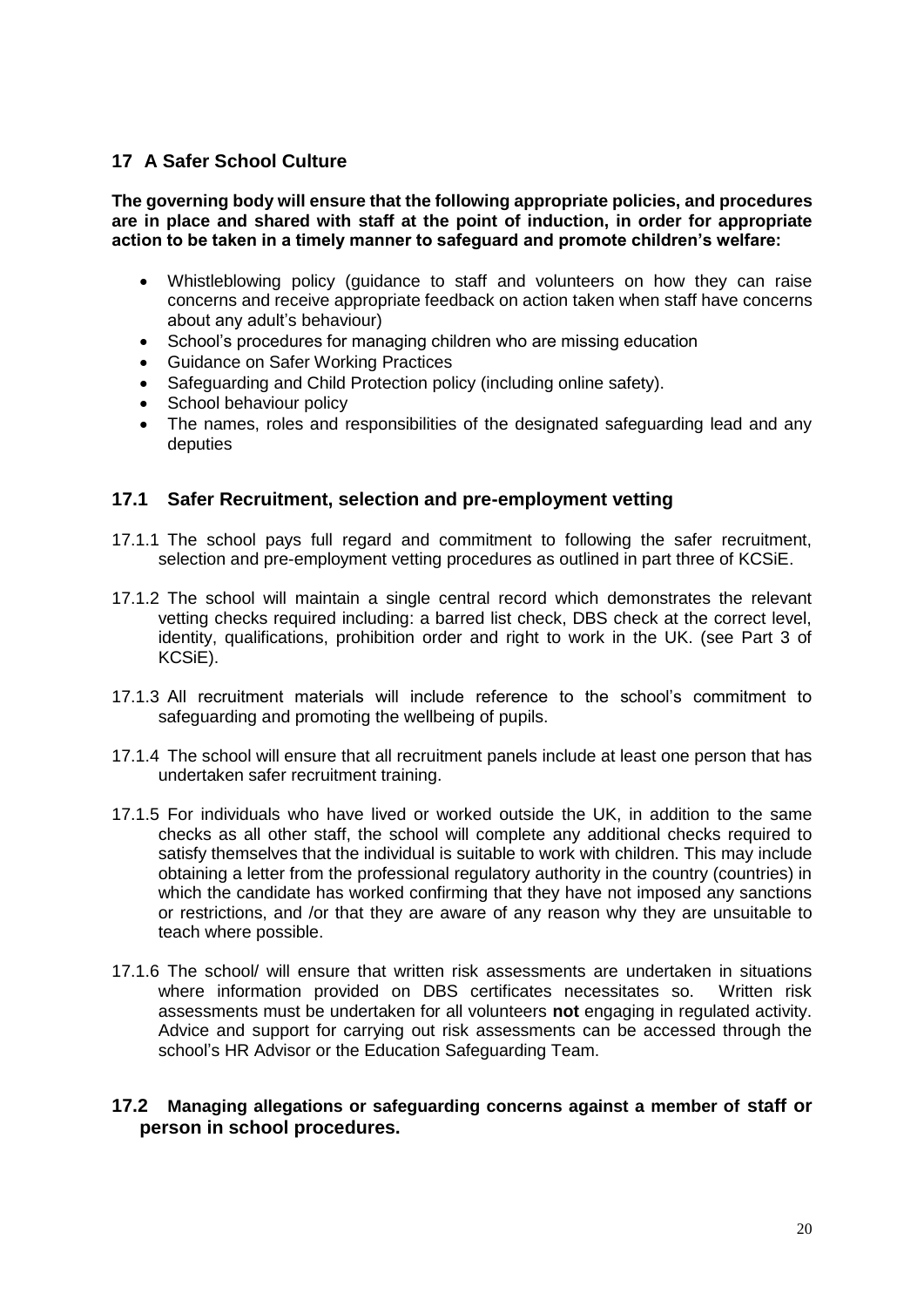## 17 A Safer School Culture

**The governing body will ensure that the following appropriate policies, and procedures are in place and shared with staff at the point of induction, in order for appropriate action to be taken in a timely manner to safeguard and promote children's welfare:**

- Whistleblowing policy (guidance to staff and volunteers on how they can raise concerns and receive appropriate feedback on action taken when staff have concerns about any adult's behaviour)
- School's procedures for managing children who are missing education
- Guidance on Safer Working Practices
- Safeguarding and Child Protection policy (including online safety).
- School behaviour policy
- The names, roles and responsibilities of the designated safeguarding lead and any deputies

### 17.1 Safer Recruitment, selection and pre-employment vetting

17.1.1 The school pays full regard and commitment to following the safer recruitment, selection and pre-employment vetting procedures as outlined in part three of KCSiE.

17.1.2 The school will maintain a single central record which demonstrates the relevant vetting checks required including: a barred list check, DBS check at the correct level, identity, qualifications, prohibition order and right to work in the UK. (see Part 3 of KCSiE).

17.1.3 All recruitment materials will include reference to the school's commitment to safeguarding and promoting the wellbeing of pupils.

17.1.4 The school will ensure that all recruitment panels include at least one person that has undertaken safer recruitment training.

17.1.5 For individuals who have lived or worked outside the UK, in addition to the same checks as all other staff, the school will complete any additional checks required to satisfy themselves that the individual is suitable to work with children. This may include obtaining a letter from the professional regulatory authority in the country (countries) in which the candidate has worked confirming that they have not imposed any sanctions or restrictions, and /or that they are aware of any reason why they are unsuitable to teach where possible.

17.1.6 The school/ will ensure that written risk assessments are undertaken in situations where information provided on DBS certificates necessitates so. Written risk assessments must be undertaken for all volunteers **not** engaging in regulated activity. Advice and support for carrying out risk assessments can be accessed through the school's HR Advisor or the Education Safeguarding Team.

### 17.2 Managing allegations or safeguarding concerns against a member of staff or person in school procedures.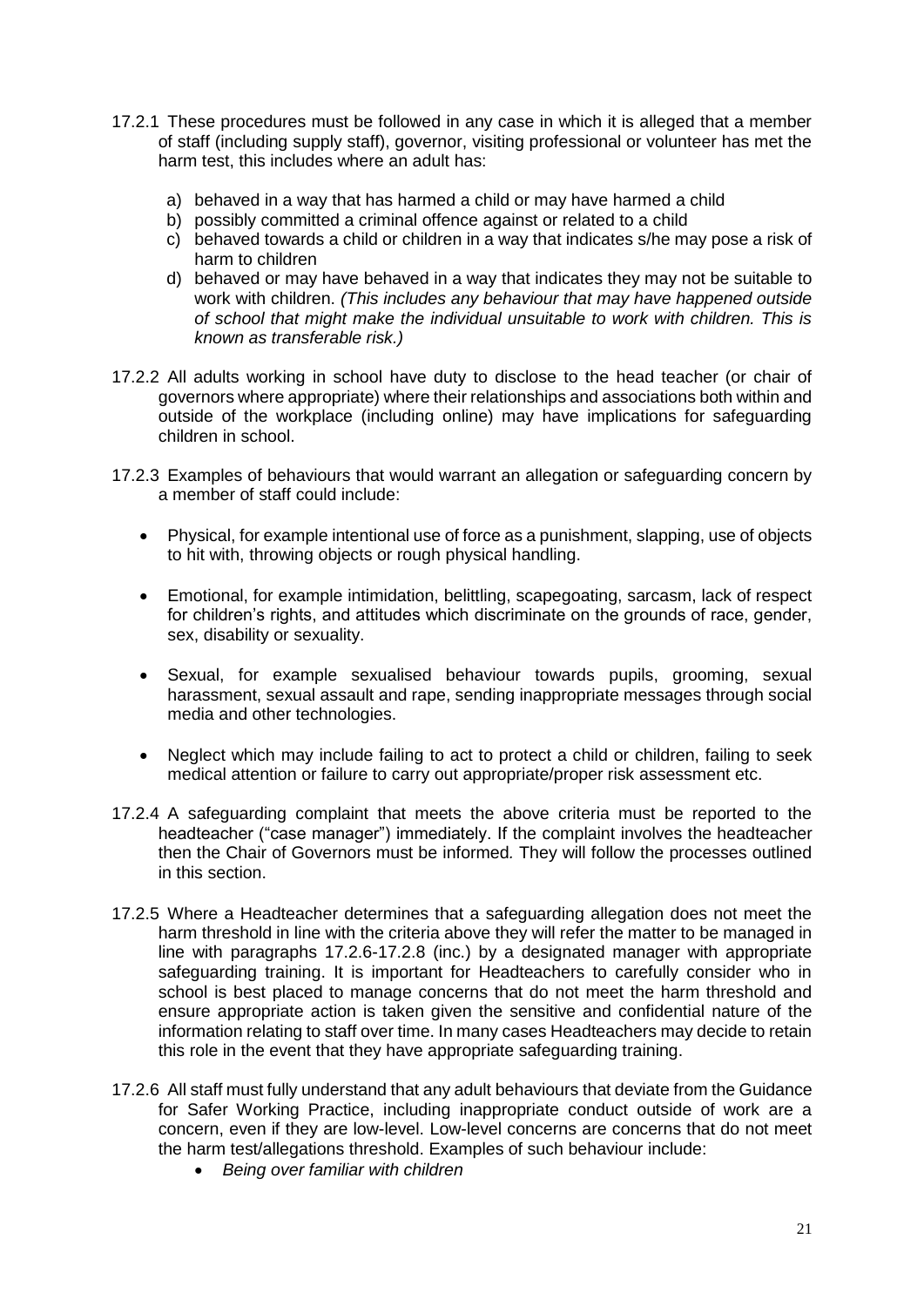17.2.1 These procedures must be followed in any case in which it is alleged that a member of staff (including supply staff), governor, visiting professional or volunteer has met the harm test, this includes where an adult has:

a) behaved in a way that has harmed a child or may have harmed a child
b) possibly committed a criminal offence against or related to a child
c) behaved towards a child or children in a way that indicates s/he may pose a risk of harm to children
d) behaved or may have behaved in a way that indicates they may not be suitable to work with children. *(This includes any behaviour that may have happened outside of school that might make the individual unsuitable to work with children. This is known as transferable risk.)*

17.2.2 All adults working in school have duty to disclose to the head teacher (or chair of governors where appropriate) where their relationships and associations both within and outside of the workplace (including online) may have implications for safeguarding children in school.

17.2.3 Examples of behaviours that would warrant an allegation or safeguarding concern by a member of staff could include:

- Physical, for example intentional use of force as a punishment, slapping, use of objects to hit with, throwing objects or rough physical handling.

- Emotional, for example intimidation, belittling, scapegoating, sarcasm, lack of respect for children's rights, and attitudes which discriminate on the grounds of race, gender, sex, disability or sexuality.

- Sexual, for example sexualised behaviour towards pupils, grooming, sexual harassment, sexual assault and rape, sending inappropriate messages through social media and other technologies.

- Neglect which may include failing to act to protect a child or children, failing to seek medical attention or failure to carry out appropriate/proper risk assessment etc.

17.2.4 A safeguarding complaint that meets the above criteria must be reported to the headteacher ("case manager") immediately. If the complaint involves the headteacher then the Chair of Governors must be informed*.* They will follow the processes outlined in this section.

17.2.5 Where a Headteacher determines that a safeguarding allegation does not meet the harm threshold in line with the criteria above they will refer the matter to be managed in line with paragraphs 17.2.6-17.2.8 (inc.) by a designated manager with appropriate safeguarding training. It is important for Headteachers to carefully consider who in school is best placed to manage concerns that do not meet the harm threshold and ensure appropriate action is taken given the sensitive and confidential nature of the information relating to staff over time. In many cases Headteachers may decide to retain this role in the event that they have appropriate safeguarding training.

17.2.6 All staff must fully understand that any adult behaviours that deviate from the Guidance for Safer Working Practice, including inappropriate conduct outside of work are a concern, even if they are low-level. Low-level concerns are concerns that do not meet the harm test/allegations threshold. Examples of such behaviour include:

- *Being over familiar with children*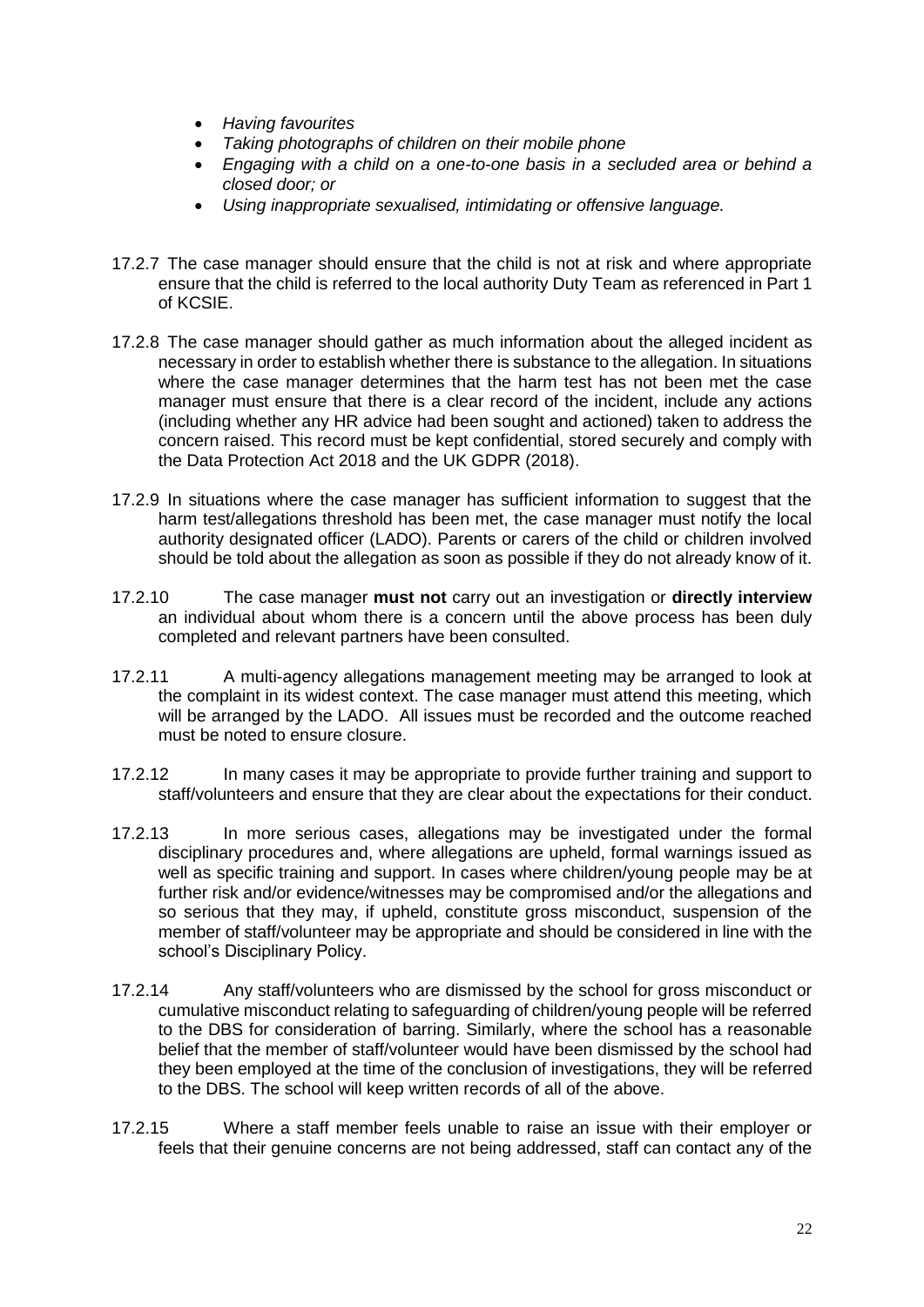- *Having favourites*
- *Taking photographs of children on their mobile phone*
- *Engaging with a child on a one-to-one basis in a secluded area or behind a closed door; or*
- *Using inappropriate sexualised, intimidating or offensive language.*

17.2.7 The case manager should ensure that the child is not at risk and where appropriate ensure that the child is referred to the local authority Duty Team as referenced in Part 1 of KCSIE.

17.2.8 The case manager should gather as much information about the alleged incident as necessary in order to establish whether there is substance to the allegation. In situations where the case manager determines that the harm test has not been met the case manager must ensure that there is a clear record of the incident, include any actions (including whether any HR advice had been sought and actioned) taken to address the concern raised. This record must be kept confidential, stored securely and comply with the Data Protection Act 2018 and the UK GDPR (2018).

17.2.9 In situations where the case manager has sufficient information to suggest that the harm test/allegations threshold has been met, the case manager must notify the local authority designated officer (LADO). Parents or carers of the child or children involved should be told about the allegation as soon as possible if they do not already know of it.

17.2.10 The case manager **must not** carry out an investigation or **directly interview** an individual about whom there is a concern until the above process has been duly completed and relevant partners have been consulted.

17.2.11 A multi-agency allegations management meeting may be arranged to look at the complaint in its widest context. The case manager must attend this meeting, which will be arranged by the LADO. All issues must be recorded and the outcome reached must be noted to ensure closure.

17.2.12 In many cases it may be appropriate to provide further training and support to staff/volunteers and ensure that they are clear about the expectations for their conduct.

17.2.13 In more serious cases, allegations may be investigated under the formal disciplinary procedures and, where allegations are upheld, formal warnings issued as well as specific training and support. In cases where children/young people may be at further risk and/or evidence/witnesses may be compromised and/or the allegations and so serious that they may, if upheld, constitute gross misconduct, suspension of the member of staff/volunteer may be appropriate and should be considered in line with the school's Disciplinary Policy.

17.2.14 Any staff/volunteers who are dismissed by the school for gross misconduct or cumulative misconduct relating to safeguarding of children/young people will be referred to the DBS for consideration of barring. Similarly, where the school has a reasonable belief that the member of staff/volunteer would have been dismissed by the school had they been employed at the time of the conclusion of investigations, they will be referred to the DBS. The school will keep written records of all of the above.

17.2.15 Where a staff member feels unable to raise an issue with their employer or feels that their genuine concerns are not being addressed, staff can contact any of the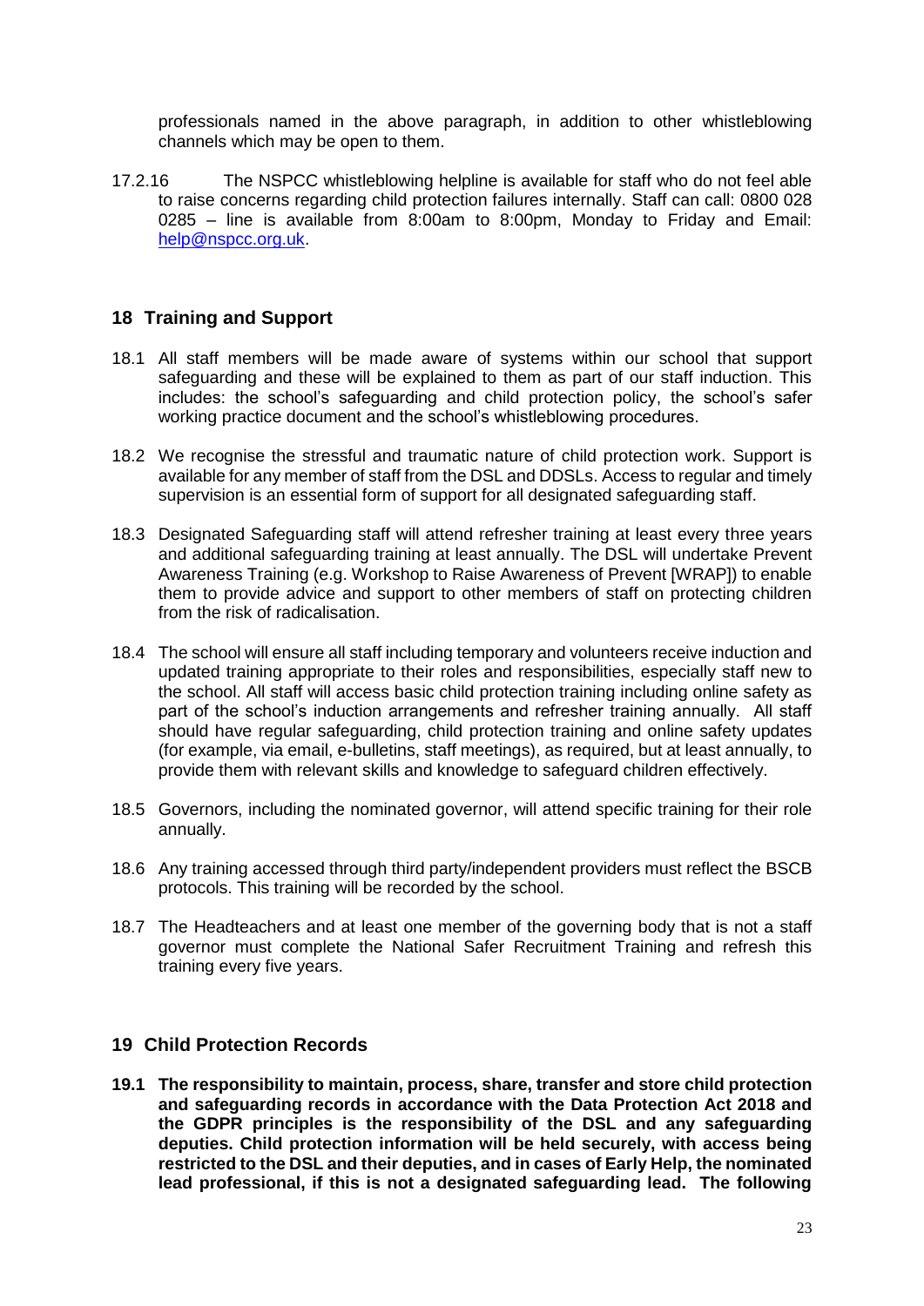professionals named in the above paragraph, in addition to other whistleblowing channels which may be open to them.

17.2.16 The NSPCC whistleblowing helpline is available for staff who do not feel able to raise concerns regarding child protection failures internally. Staff can call: 0800 028 0285 – line is available from 8:00am to 8:00pm, Monday to Friday and Email: help@nspcc.org.uk.

## 18 Training and Support

18.1 All staff members will be made aware of systems within our school that support safeguarding and these will be explained to them as part of our staff induction. This includes: the school's safeguarding and child protection policy, the school's safer working practice document and the school's whistleblowing procedures.

18.2 We recognise the stressful and traumatic nature of child protection work. Support is available for any member of staff from the DSL and DDSLs. Access to regular and timely supervision is an essential form of support for all designated safeguarding staff.

18.3 Designated Safeguarding staff will attend refresher training at least every three years and additional safeguarding training at least annually. The DSL will undertake Prevent Awareness Training (e.g. Workshop to Raise Awareness of Prevent [WRAP]) to enable them to provide advice and support to other members of staff on protecting children from the risk of radicalisation.

18.4 The school will ensure all staff including temporary and volunteers receive induction and updated training appropriate to their roles and responsibilities, especially staff new to the school. All staff will access basic child protection training including online safety as part of the school's induction arrangements and refresher training annually. All staff should have regular safeguarding, child protection training and online safety updates (for example, via email, e-bulletins, staff meetings), as required, but at least annually, to provide them with relevant skills and knowledge to safeguard children effectively.

18.5 Governors, including the nominated governor, will attend specific training for their role annually.

18.6 Any training accessed through third party/independent providers must reflect the BSCB protocols. This training will be recorded by the school.

18.7 The Headteachers and at least one member of the governing body that is not a staff governor must complete the National Safer Recruitment Training and refresh this training every five years.

## 19 Child Protection Records

**19.1 The responsibility to maintain, process, share, transfer and store child protection and safeguarding records in accordance with the Data Protection Act 2018 and the GDPR principles is the responsibility of the DSL and any safeguarding deputies. Child protection information will be held securely, with access being restricted to the DSL and their deputies, and in cases of Early Help, the nominated lead professional, if this is not a designated safeguarding lead. The following**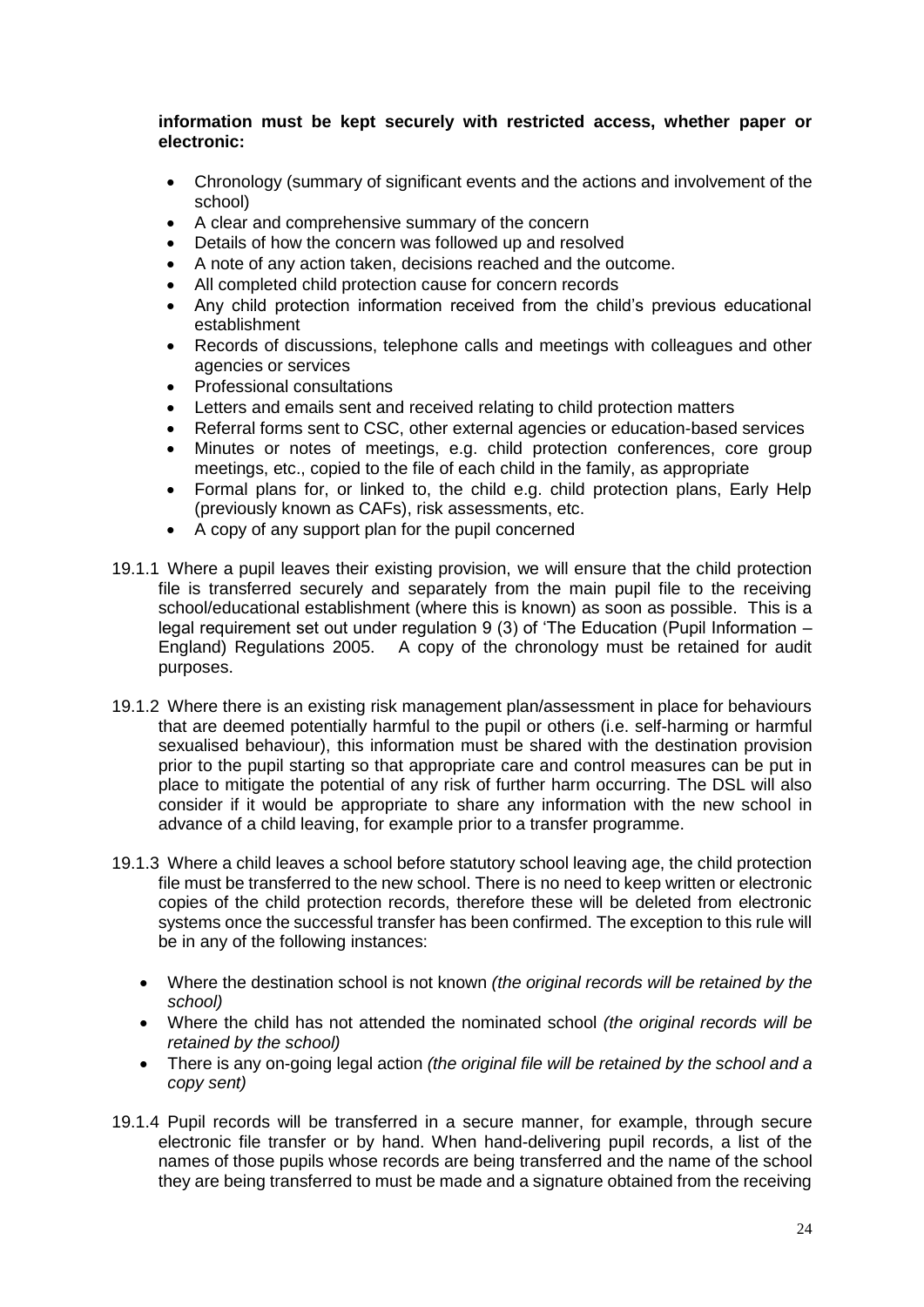**information must be kept securely with restricted access, whether paper or electronic:**

- Chronology (summary of significant events and the actions and involvement of the school)
- A clear and comprehensive summary of the concern
- Details of how the concern was followed up and resolved
- A note of any action taken, decisions reached and the outcome.
- All completed child protection cause for concern records
- Any child protection information received from the child's previous educational establishment
- Records of discussions, telephone calls and meetings with colleagues and other agencies or services
- Professional consultations
- Letters and emails sent and received relating to child protection matters
- Referral forms sent to CSC, other external agencies or education-based services
- Minutes or notes of meetings, e.g. child protection conferences, core group meetings, etc., copied to the file of each child in the family, as appropriate
- Formal plans for, or linked to, the child e.g. child protection plans, Early Help (previously known as CAFs), risk assessments, etc.
- A copy of any support plan for the pupil concerned

19.1.1 Where a pupil leaves their existing provision, we will ensure that the child protection file is transferred securely and separately from the main pupil file to the receiving school/educational establishment (where this is known) as soon as possible. This is a legal requirement set out under regulation 9 (3) of 'The Education (Pupil Information – England) Regulations 2005. A copy of the chronology must be retained for audit purposes.

19.1.2 Where there is an existing risk management plan/assessment in place for behaviours that are deemed potentially harmful to the pupil or others (i.e. self-harming or harmful sexualised behaviour), this information must be shared with the destination provision prior to the pupil starting so that appropriate care and control measures can be put in place to mitigate the potential of any risk of further harm occurring. The DSL will also consider if it would be appropriate to share any information with the new school in advance of a child leaving, for example prior to a transfer programme.

19.1.3 Where a child leaves a school before statutory school leaving age, the child protection file must be transferred to the new school. There is no need to keep written or electronic copies of the child protection records, therefore these will be deleted from electronic systems once the successful transfer has been confirmed. The exception to this rule will be in any of the following instances:

- Where the destination school is not known *(the original records will be retained by the school)*
- Where the child has not attended the nominated school *(the original records will be retained by the school)*
- There is any on-going legal action *(the original file will be retained by the school and a copy sent)*

19.1.4 Pupil records will be transferred in a secure manner, for example, through secure electronic file transfer or by hand. When hand-delivering pupil records, a list of the names of those pupils whose records are being transferred and the name of the school they are being transferred to must be made and a signature obtained from the receiving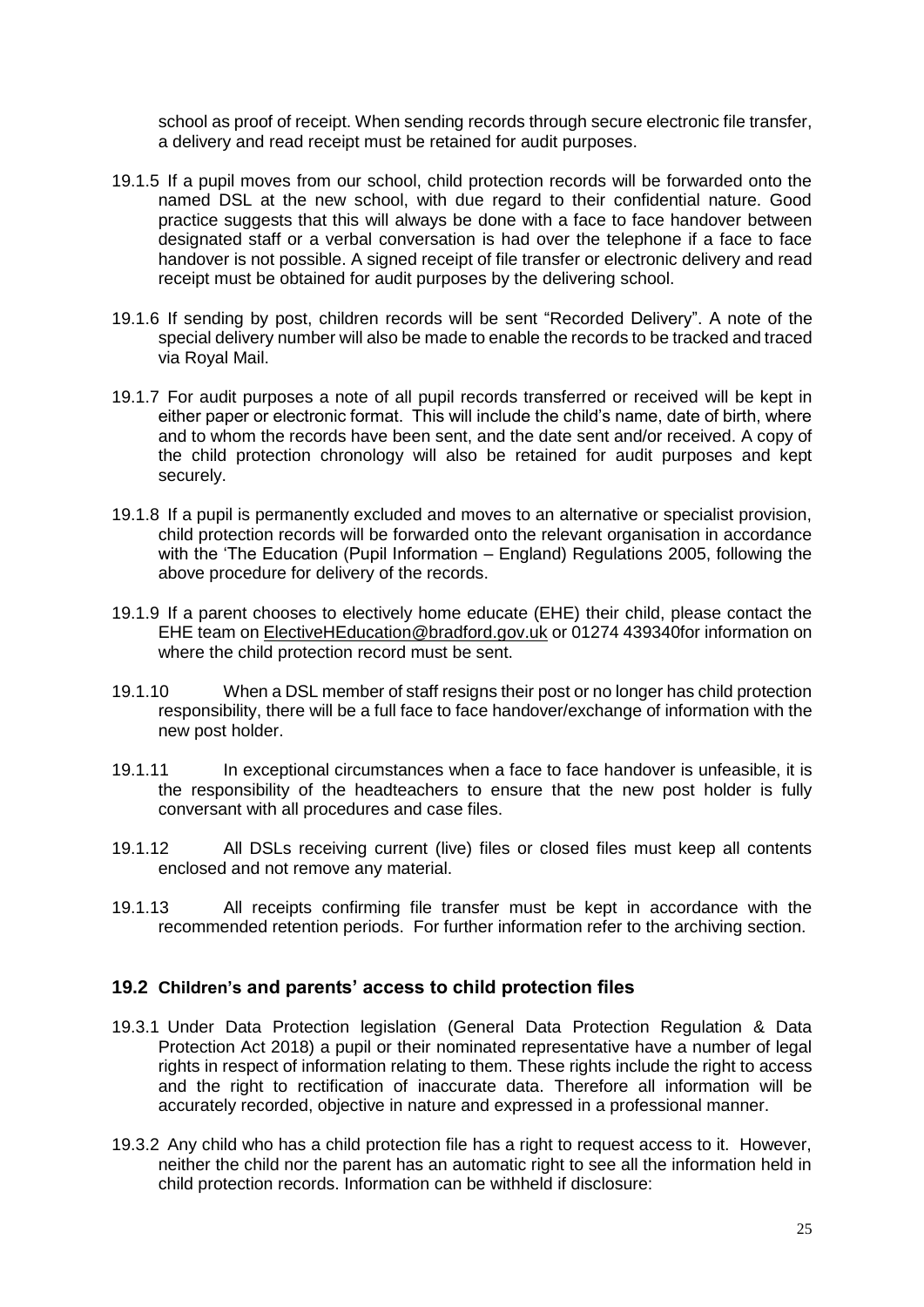school as proof of receipt. When sending records through secure electronic file transfer, a delivery and read receipt must be retained for audit purposes.

19.1.5 If a pupil moves from our school, child protection records will be forwarded onto the named DSL at the new school, with due regard to their confidential nature. Good practice suggests that this will always be done with a face to face handover between designated staff or a verbal conversation is had over the telephone if a face to face handover is not possible. A signed receipt of file transfer or electronic delivery and read receipt must be obtained for audit purposes by the delivering school.

19.1.6 If sending by post, children records will be sent "Recorded Delivery". A note of the special delivery number will also be made to enable the records to be tracked and traced via Royal Mail.

19.1.7 For audit purposes a note of all pupil records transferred or received will be kept in either paper or electronic format. This will include the child's name, date of birth, where and to whom the records have been sent, and the date sent and/or received. A copy of the child protection chronology will also be retained for audit purposes and kept securely.

19.1.8 If a pupil is permanently excluded and moves to an alternative or specialist provision, child protection records will be forwarded onto the relevant organisation in accordance with the 'The Education (Pupil Information – England) Regulations 2005, following the above procedure for delivery of the records.

19.1.9 If a parent chooses to electively home educate (EHE) their child, please contact the EHE team on ElectiveHEducation@bradford.gov.uk or 01274 439340for information on where the child protection record must be sent.

19.1.10 When a DSL member of staff resigns their post or no longer has child protection responsibility, there will be a full face to face handover/exchange of information with the new post holder.

19.1.11 In exceptional circumstances when a face to face handover is unfeasible, it is the responsibility of the headteachers to ensure that the new post holder is fully conversant with all procedures and case files.

19.1.12 All DSLs receiving current (live) files or closed files must keep all contents enclosed and not remove any material.

19.1.13 All receipts confirming file transfer must be kept in accordance with the recommended retention periods. For further information refer to the archiving section.

## 19.2 Children's and parents' access to child protection files

19.3.1 Under Data Protection legislation (General Data Protection Regulation & Data Protection Act 2018) a pupil or their nominated representative have a number of legal rights in respect of information relating to them. These rights include the right to access and the right to rectification of inaccurate data. Therefore all information will be accurately recorded, objective in nature and expressed in a professional manner.

19.3.2 Any child who has a child protection file has a right to request access to it. However, neither the child nor the parent has an automatic right to see all the information held in child protection records. Information can be withheld if disclosure: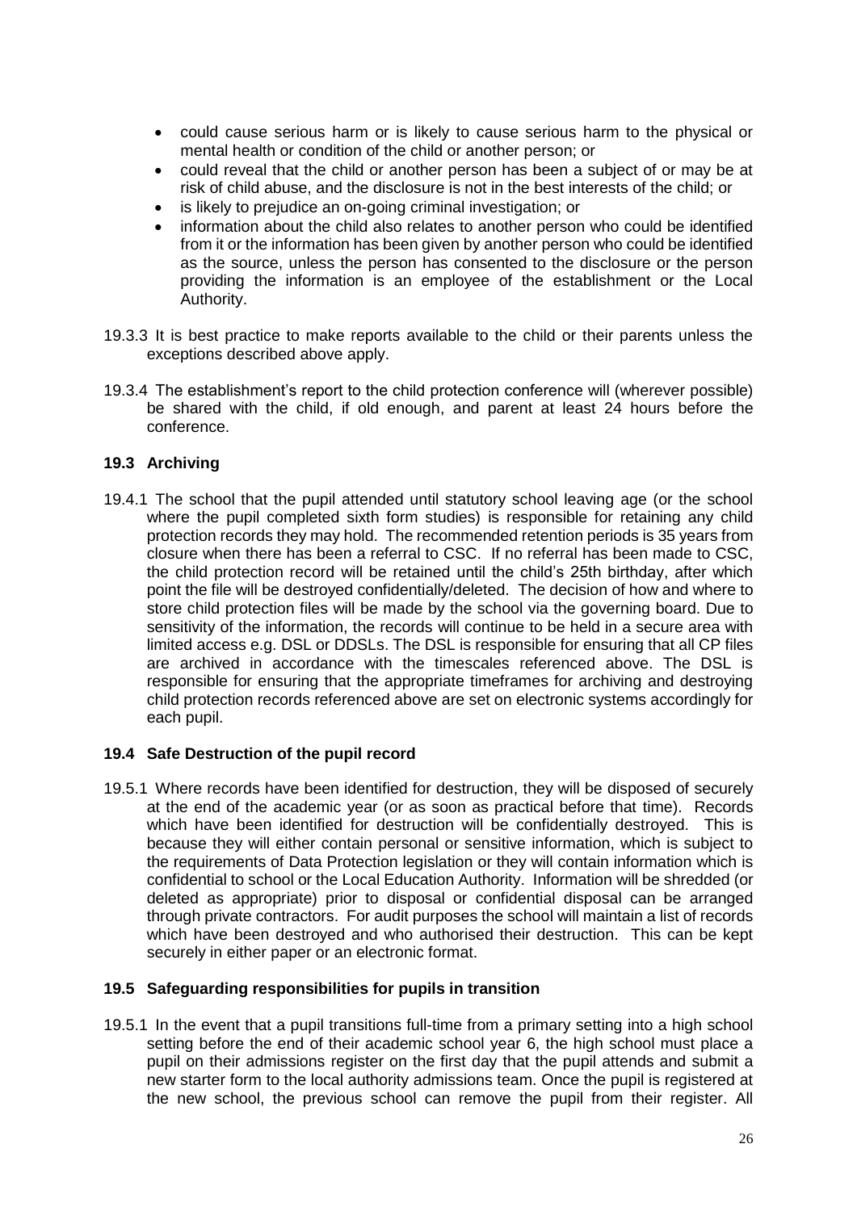- could cause serious harm or is likely to cause serious harm to the physical or mental health or condition of the child or another person; or
- could reveal that the child or another person has been a subject of or may be at risk of child abuse, and the disclosure is not in the best interests of the child; or
- is likely to prejudice an on-going criminal investigation; or
- information about the child also relates to another person who could be identified from it or the information has been given by another person who could be identified as the source, unless the person has consented to the disclosure or the person providing the information is an employee of the establishment or the Local Authority.

19.3.3 It is best practice to make reports available to the child or their parents unless the exceptions described above apply.

19.3.4 The establishment's report to the child protection conference will (wherever possible) be shared with the child, if old enough, and parent at least 24 hours before the conference.

### 19.3 Archiving

19.4.1 The school that the pupil attended until statutory school leaving age (or the school where the pupil completed sixth form studies) is responsible for retaining any child protection records they may hold. The recommended retention periods is 35 years from closure when there has been a referral to CSC. If no referral has been made to CSC, the child protection record will be retained until the child's 25th birthday, after which point the file will be destroyed confidentially/deleted. The decision of how and where to store child protection files will be made by the school via the governing board. Due to sensitivity of the information, the records will continue to be held in a secure area with limited access e.g. DSL or DDSLs. The DSL is responsible for ensuring that all CP files are archived in accordance with the timescales referenced above. The DSL is responsible for ensuring that the appropriate timeframes for archiving and destroying child protection records referenced above are set on electronic systems accordingly for each pupil.

### 19.4 Safe Destruction of the pupil record

19.5.1 Where records have been identified for destruction, they will be disposed of securely at the end of the academic year (or as soon as practical before that time). Records which have been identified for destruction will be confidentially destroyed. This is because they will either contain personal or sensitive information, which is subject to the requirements of Data Protection legislation or they will contain information which is confidential to school or the Local Education Authority. Information will be shredded (or deleted as appropriate) prior to disposal or confidential disposal can be arranged through private contractors. For audit purposes the school will maintain a list of records which have been destroyed and who authorised their destruction. This can be kept securely in either paper or an electronic format.

### 19.5 Safeguarding responsibilities for pupils in transition

19.5.1 In the event that a pupil transitions full-time from a primary setting into a high school setting before the end of their academic school year 6, the high school must place a pupil on their admissions register on the first day that the pupil attends and submit a new starter form to the local authority admissions team. Once the pupil is registered at the new school, the previous school can remove the pupil from their register. All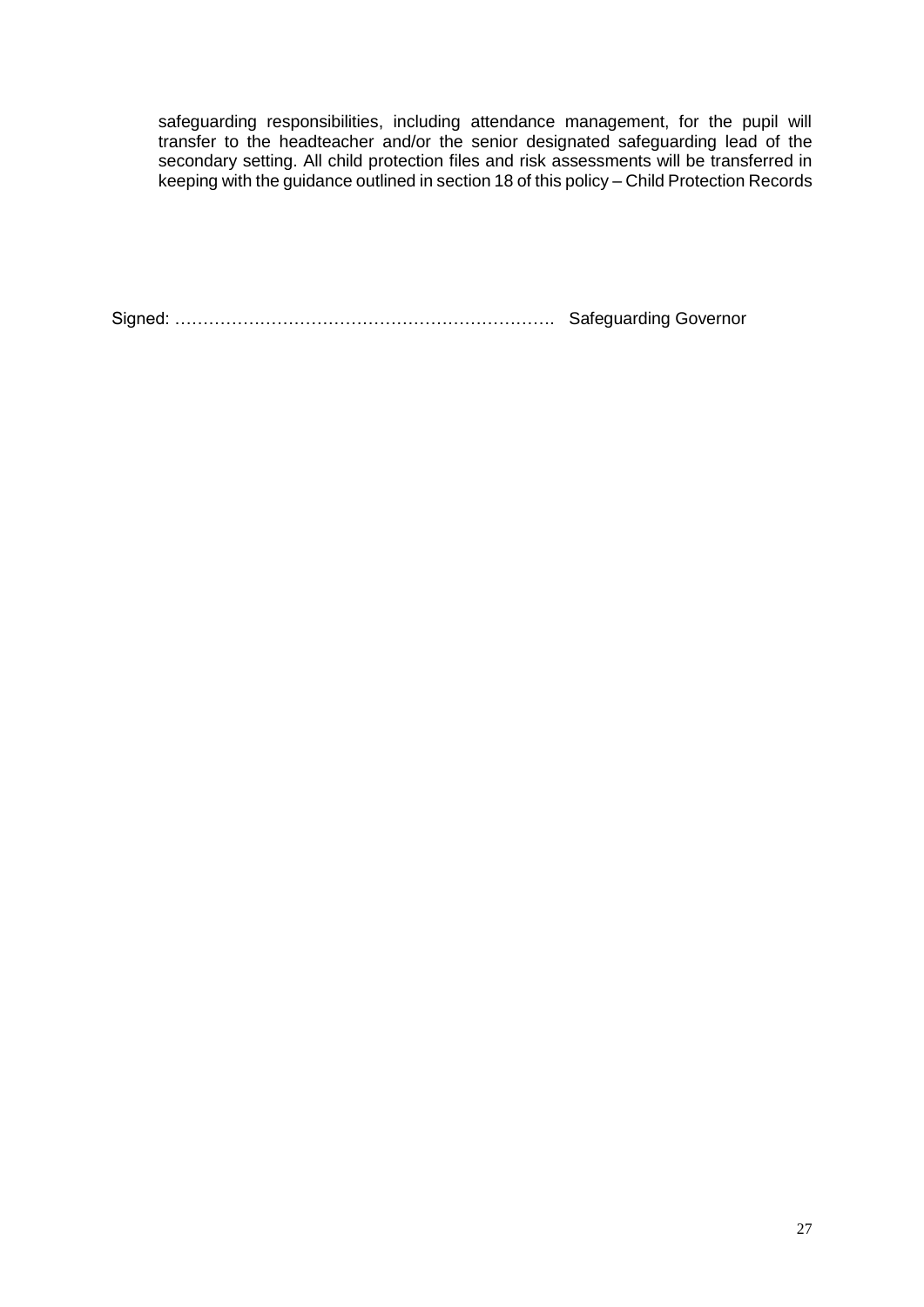safeguarding responsibilities, including attendance management, for the pupil will transfer to the headteacher and/or the senior designated safeguarding lead of the secondary setting. All child protection files and risk assessments will be transferred in keeping with the guidance outlined in section 18 of this policy – Child Protection Records

Signed: …………………………………………………………. Safeguarding Governor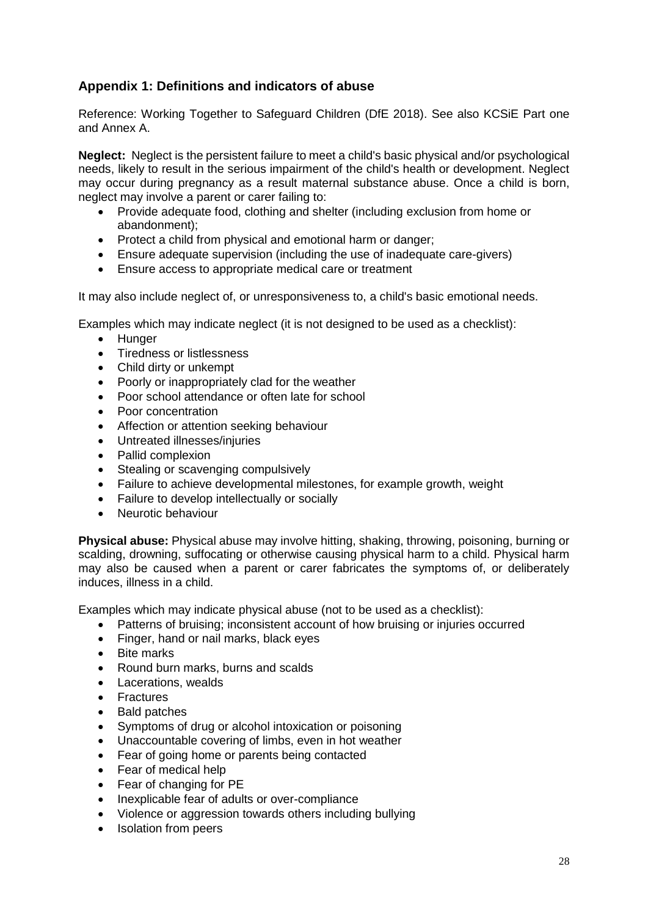## Appendix 1: Definitions and indicators of abuse

Reference: Working Together to Safeguard Children (DfE 2018). See also KCSiE Part one and Annex A.

**Neglect:** Neglect is the persistent failure to meet a child's basic physical and/or psychological needs, likely to result in the serious impairment of the child's health or development. Neglect may occur during pregnancy as a result maternal substance abuse. Once a child is born, neglect may involve a parent or carer failing to:

- Provide adequate food, clothing and shelter (including exclusion from home or abandonment);
- Protect a child from physical and emotional harm or danger;
- Ensure adequate supervision (including the use of inadequate care-givers)
- Ensure access to appropriate medical care or treatment

It may also include neglect of, or unresponsiveness to, a child's basic emotional needs.

Examples which may indicate neglect (it is not designed to be used as a checklist):

- Hunger
- Tiredness or listlessness
- Child dirty or unkempt
- Poorly or inappropriately clad for the weather
- Poor school attendance or often late for school
- Poor concentration
- Affection or attention seeking behaviour
- Untreated illnesses/injuries
- Pallid complexion
- Stealing or scavenging compulsively
- Failure to achieve developmental milestones, for example growth, weight
- Failure to develop intellectually or socially
- Neurotic behaviour

**Physical abuse:** Physical abuse may involve hitting, shaking, throwing, poisoning, burning or scalding, drowning, suffocating or otherwise causing physical harm to a child. Physical harm may also be caused when a parent or carer fabricates the symptoms of, or deliberately induces, illness in a child.

Examples which may indicate physical abuse (not to be used as a checklist):

- Patterns of bruising; inconsistent account of how bruising or injuries occurred
- Finger, hand or nail marks, black eyes
- Bite marks
- Round burn marks, burns and scalds
- Lacerations, wealds
- Fractures
- Bald patches
- Symptoms of drug or alcohol intoxication or poisoning
- Unaccountable covering of limbs, even in hot weather
- Fear of going home or parents being contacted
- Fear of medical help
- Fear of changing for PE
- Inexplicable fear of adults or over-compliance
- Violence or aggression towards others including bullying
- Isolation from peers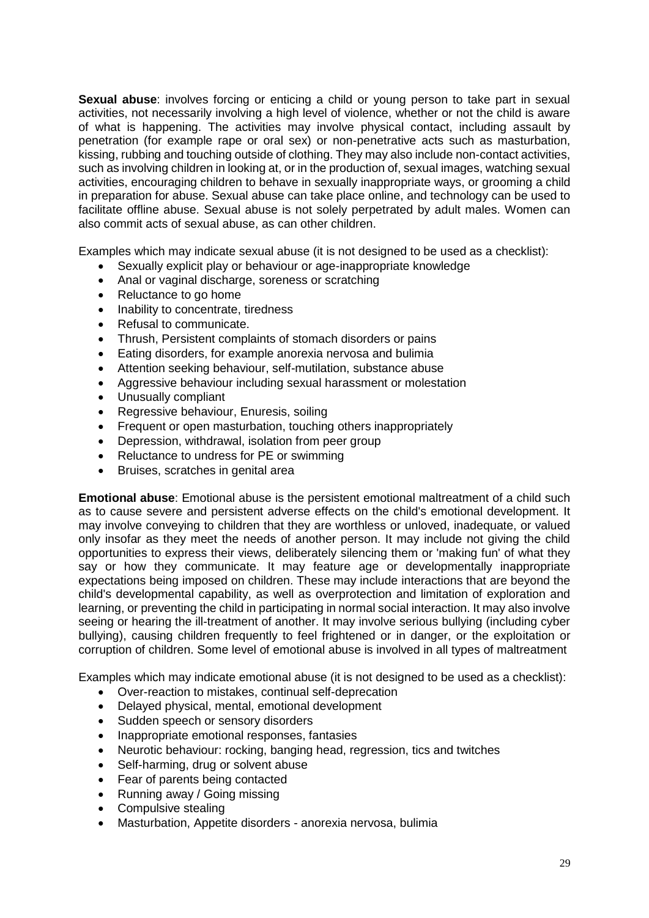**Sexual abuse**: involves forcing or enticing a child or young person to take part in sexual activities, not necessarily involving a high level of violence, whether or not the child is aware of what is happening. The activities may involve physical contact, including assault by penetration (for example rape or oral sex) or non-penetrative acts such as masturbation, kissing, rubbing and touching outside of clothing. They may also include non-contact activities, such as involving children in looking at, or in the production of, sexual images, watching sexual activities, encouraging children to behave in sexually inappropriate ways, or grooming a child in preparation for abuse. Sexual abuse can take place online, and technology can be used to facilitate offline abuse. Sexual abuse is not solely perpetrated by adult males. Women can also commit acts of sexual abuse, as can other children.

Examples which may indicate sexual abuse (it is not designed to be used as a checklist):

- Sexually explicit play or behaviour or age-inappropriate knowledge
- Anal or vaginal discharge, soreness or scratching
- Reluctance to go home
- Inability to concentrate, tiredness
- Refusal to communicate.
- Thrush, Persistent complaints of stomach disorders or pains
- Eating disorders, for example anorexia nervosa and bulimia
- Attention seeking behaviour, self-mutilation, substance abuse
- Aggressive behaviour including sexual harassment or molestation
- Unusually compliant
- Regressive behaviour, Enuresis, soiling
- Frequent or open masturbation, touching others inappropriately
- Depression, withdrawal, isolation from peer group
- Reluctance to undress for PE or swimming
- Bruises, scratches in genital area

**Emotional abuse**: Emotional abuse is the persistent emotional maltreatment of a child such as to cause severe and persistent adverse effects on the child's emotional development. It may involve conveying to children that they are worthless or unloved, inadequate, or valued only insofar as they meet the needs of another person. It may include not giving the child opportunities to express their views, deliberately silencing them or 'making fun' of what they say or how they communicate. It may feature age or developmentally inappropriate expectations being imposed on children. These may include interactions that are beyond the child's developmental capability, as well as overprotection and limitation of exploration and learning, or preventing the child in participating in normal social interaction. It may also involve seeing or hearing the ill-treatment of another. It may involve serious bullying (including cyber bullying), causing children frequently to feel frightened or in danger, or the exploitation or corruption of children. Some level of emotional abuse is involved in all types of maltreatment

Examples which may indicate emotional abuse (it is not designed to be used as a checklist):

- Over-reaction to mistakes, continual self-deprecation
- Delayed physical, mental, emotional development
- Sudden speech or sensory disorders
- Inappropriate emotional responses, fantasies
- Neurotic behaviour: rocking, banging head, regression, tics and twitches
- Self-harming, drug or solvent abuse
- Fear of parents being contacted
- Running away / Going missing
- Compulsive stealing
- Masturbation, Appetite disorders - anorexia nervosa, bulimia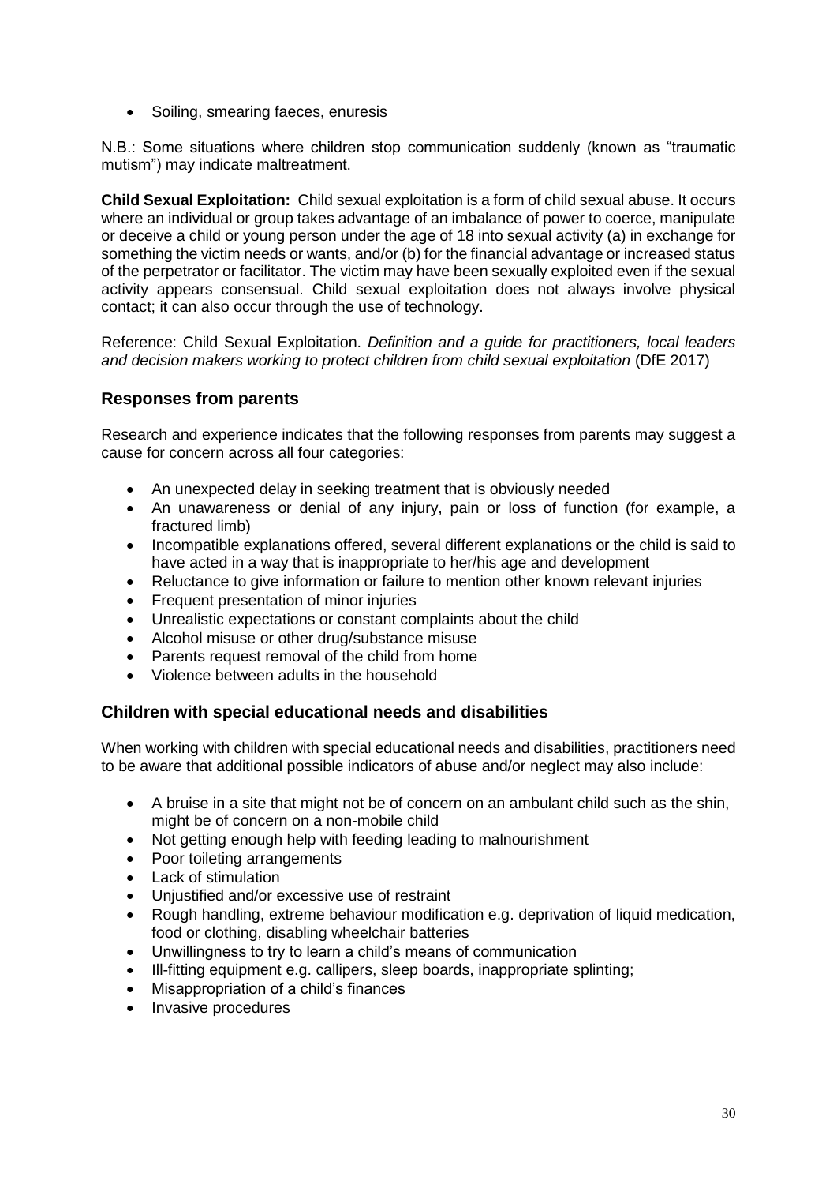- Soiling, smearing faeces, enuresis

N.B.: Some situations where children stop communication suddenly (known as "traumatic mutism") may indicate maltreatment.

**Child Sexual Exploitation:** Child sexual exploitation is a form of child sexual abuse. It occurs where an individual or group takes advantage of an imbalance of power to coerce, manipulate or deceive a child or young person under the age of 18 into sexual activity (a) in exchange for something the victim needs or wants, and/or (b) for the financial advantage or increased status of the perpetrator or facilitator. The victim may have been sexually exploited even if the sexual activity appears consensual. Child sexual exploitation does not always involve physical contact; it can also occur through the use of technology.

Reference: Child Sexual Exploitation. *Definition and a guide for practitioners, local leaders and decision makers working to protect children from child sexual exploitation* (DfE 2017)

## Responses from parents

Research and experience indicates that the following responses from parents may suggest a cause for concern across all four categories:

- An unexpected delay in seeking treatment that is obviously needed
- An unawareness or denial of any injury, pain or loss of function (for example, a fractured limb)
- Incompatible explanations offered, several different explanations or the child is said to have acted in a way that is inappropriate to her/his age and development
- Reluctance to give information or failure to mention other known relevant injuries
- Frequent presentation of minor injuries
- Unrealistic expectations or constant complaints about the child
- Alcohol misuse or other drug/substance misuse
- Parents request removal of the child from home
- Violence between adults in the household

## Children with special educational needs and disabilities

When working with children with special educational needs and disabilities, practitioners need to be aware that additional possible indicators of abuse and/or neglect may also include:

- A bruise in a site that might not be of concern on an ambulant child such as the shin, might be of concern on a non-mobile child
- Not getting enough help with feeding leading to malnourishment
- Poor toileting arrangements
- Lack of stimulation
- Unjustified and/or excessive use of restraint
- Rough handling, extreme behaviour modification e.g. deprivation of liquid medication, food or clothing, disabling wheelchair batteries
- Unwillingness to try to learn a child's means of communication
- Ill-fitting equipment e.g. callipers, sleep boards, inappropriate splinting;
- Misappropriation of a child's finances
- Invasive procedures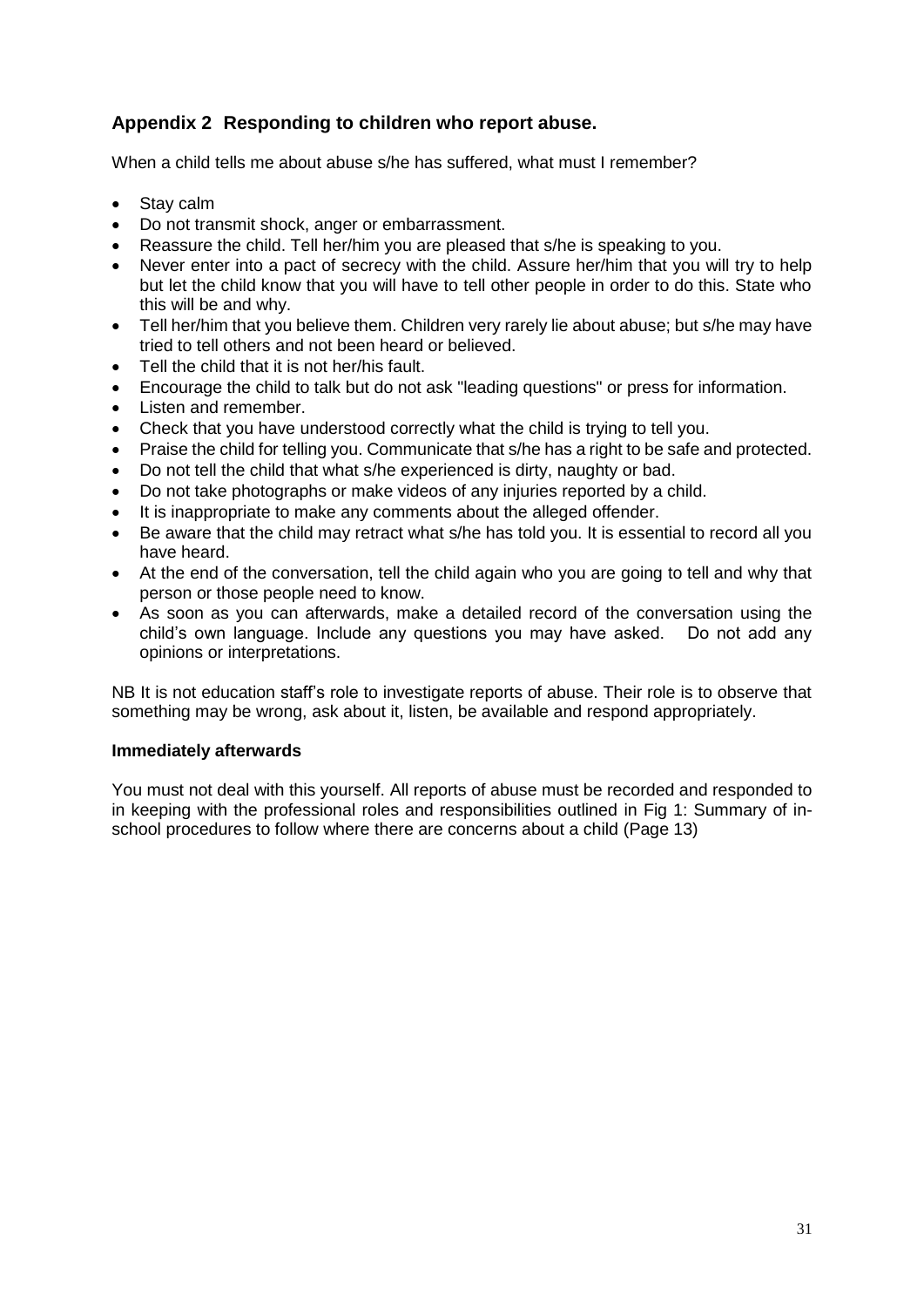## Appendix 2 Responding to children who report abuse.

When a child tells me about abuse s/he has suffered, what must I remember?

- Stay calm
- Do not transmit shock, anger or embarrassment.
- Reassure the child. Tell her/him you are pleased that s/he is speaking to you.
- Never enter into a pact of secrecy with the child. Assure her/him that you will try to help but let the child know that you will have to tell other people in order to do this. State who this will be and why.
- Tell her/him that you believe them. Children very rarely lie about abuse; but s/he may have tried to tell others and not been heard or believed.
- Tell the child that it is not her/his fault.
- Encourage the child to talk but do not ask "leading questions" or press for information.
- Listen and remember.
- Check that you have understood correctly what the child is trying to tell you.
- Praise the child for telling you. Communicate that s/he has a right to be safe and protected.
- Do not tell the child that what s/he experienced is dirty, naughty or bad.
- Do not take photographs or make videos of any injuries reported by a child.
- It is inappropriate to make any comments about the alleged offender.
- Be aware that the child may retract what s/he has told you. It is essential to record all you have heard.
- At the end of the conversation, tell the child again who you are going to tell and why that person or those people need to know.
- As soon as you can afterwards, make a detailed record of the conversation using the child's own language. Include any questions you may have asked. Do not add any opinions or interpretations.

NB It is not education staff's role to investigate reports of abuse. Their role is to observe that something may be wrong, ask about it, listen, be available and respond appropriately.

**Immediately afterwards**

You must not deal with this yourself. All reports of abuse must be recorded and responded to in keeping with the professional roles and responsibilities outlined in Fig 1: Summary of in-school procedures to follow where there are concerns about a child (Page 13)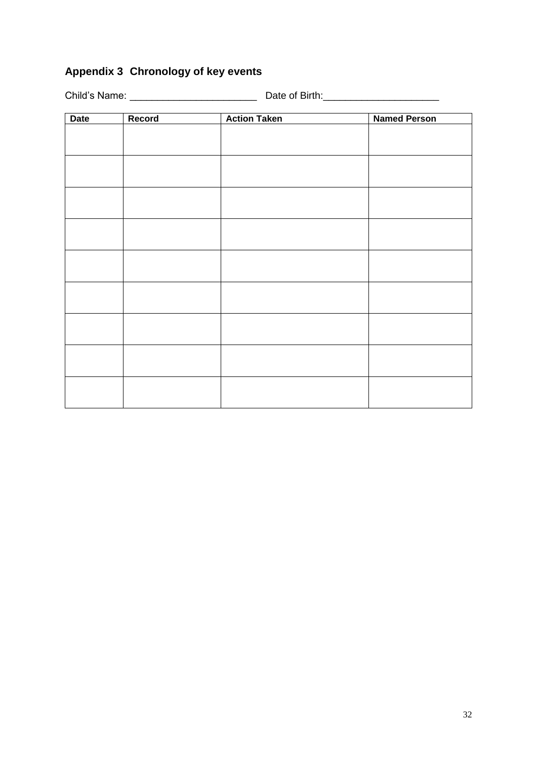## Appendix 3 Chronology of key events

Child's Name: _______________________ Date of Birth:_____________________

| Date | Record | Action Taken | Named Person |
|---|---|---|---|
| | | | |
| | | | |
| | | | |
| | | | |
| | | | |
| | | | |
| | | | |
| | | | |
| | | | |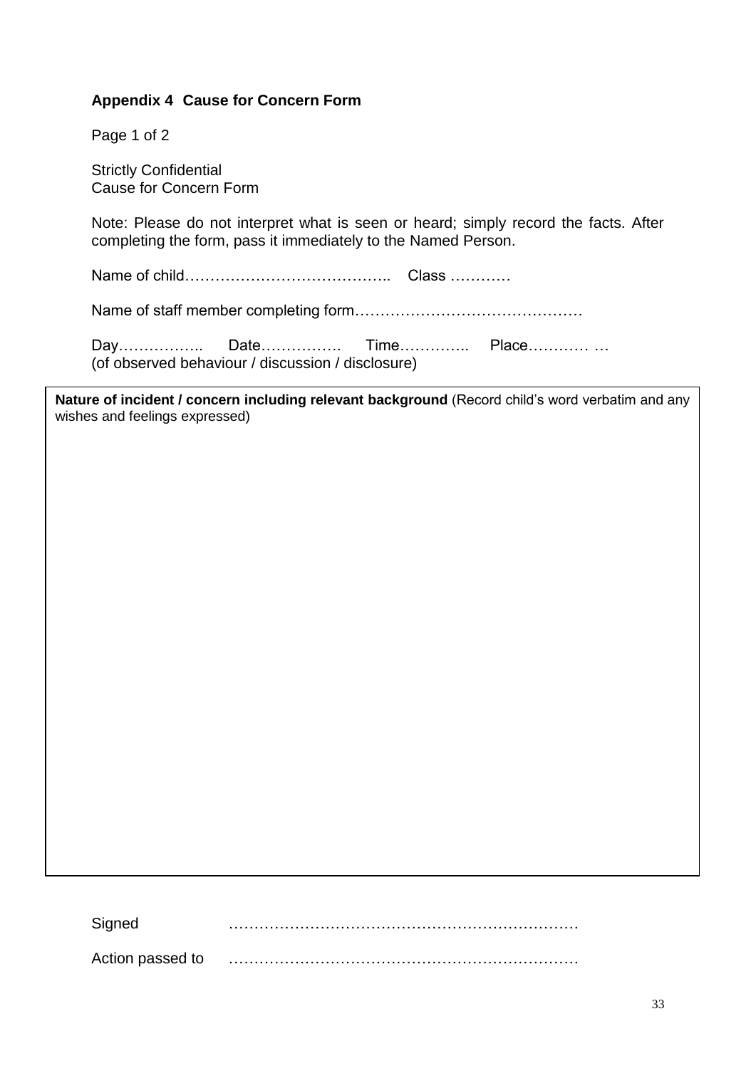**Appendix 4 Cause for Concern Form**

Page 1 of 2

Strictly Confidential
Cause for Concern Form

Note: Please do not interpret what is seen or heard; simply record the facts. After completing the form, pass it immediately to the Named Person.

Name of child………………………………….. Class …………

Name of staff member completing form………………………………………

Day…………….. Date……………. Time………….. Place………… …
(of observed behaviour / discussion / disclosure)

| **Nature of incident / concern including relevant background** (Record child's word verbatim and any wishes and feelings expressed) |
|---|
| |

Signed ……………………………………………………………

Action passed to ……………………………………………………………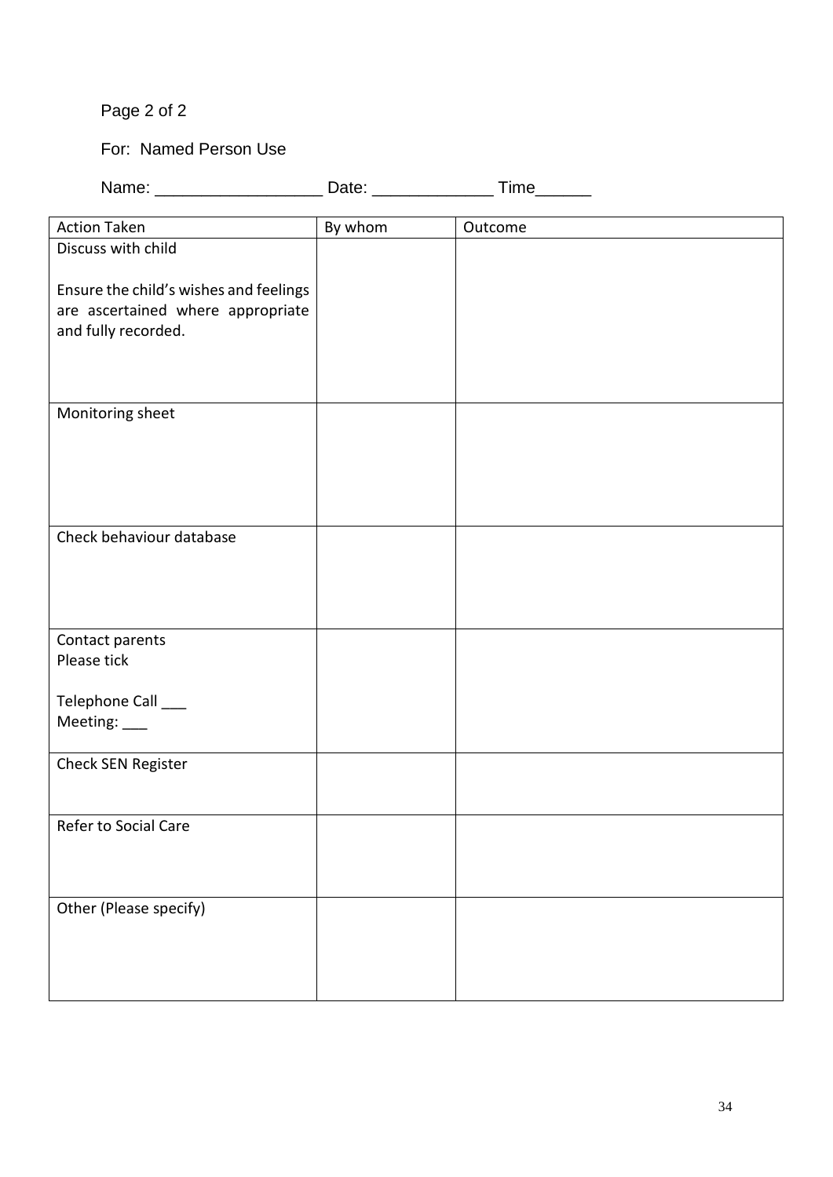Page 2 of 2

For: Named Person Use

Name: __________________ Date: _____________ Time______

| Action Taken | By whom | Outcome |
|---|---|---|
| Discuss with child<br><br>Ensure the child's wishes and feelings are ascertained where appropriate and fully recorded. | | |
| Monitoring sheet | | |
| Check behaviour database | | |
| Contact parents<br>Please tick<br><br>Telephone Call ___<br>Meeting: ___ | | |
| Check SEN Register | | |
| Refer to Social Care | | |
| Other (Please specify) | | |